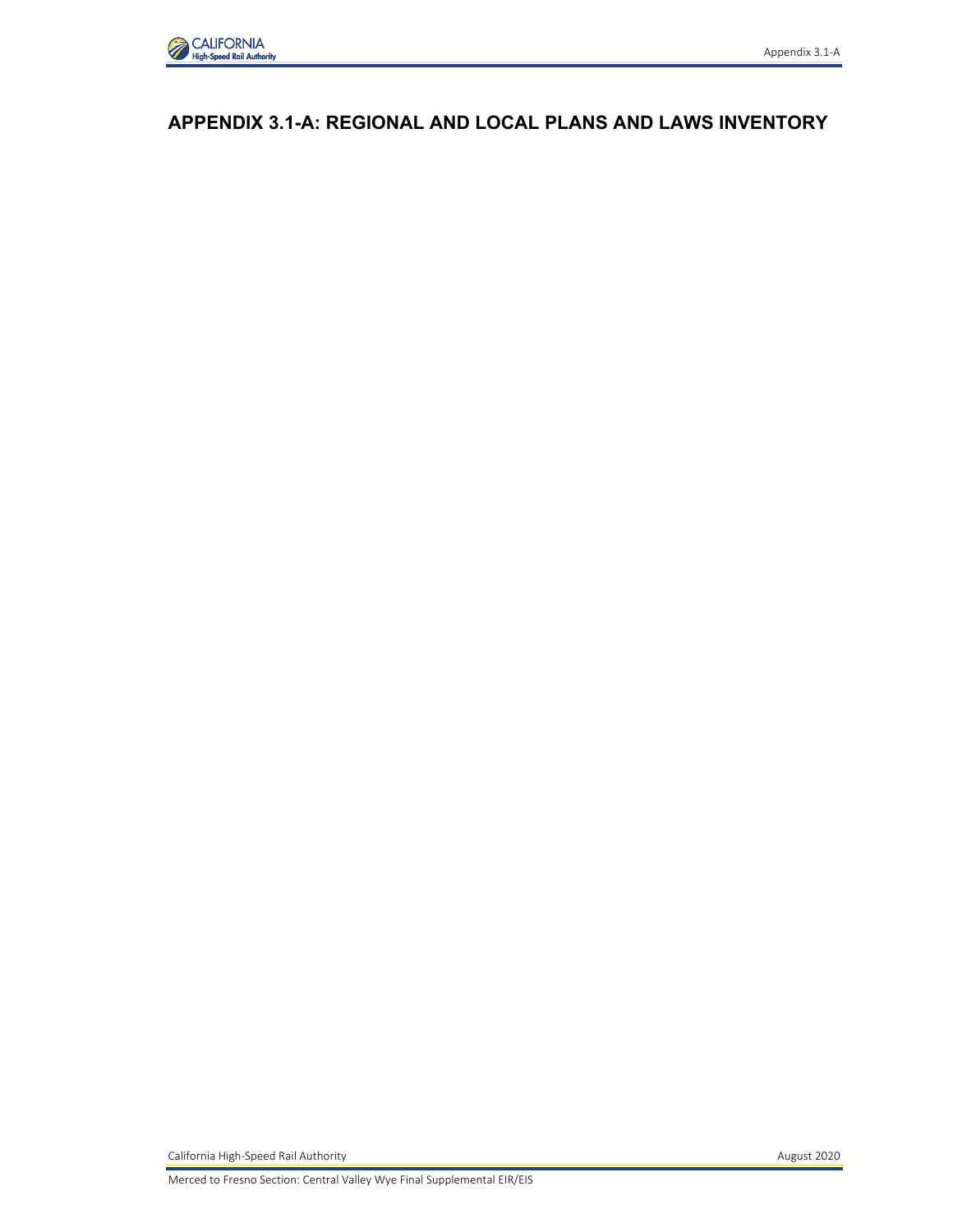# APPENDIX 3.1-A: REGIONAL AND LOCAL PLANS AND LAWS INVENTORY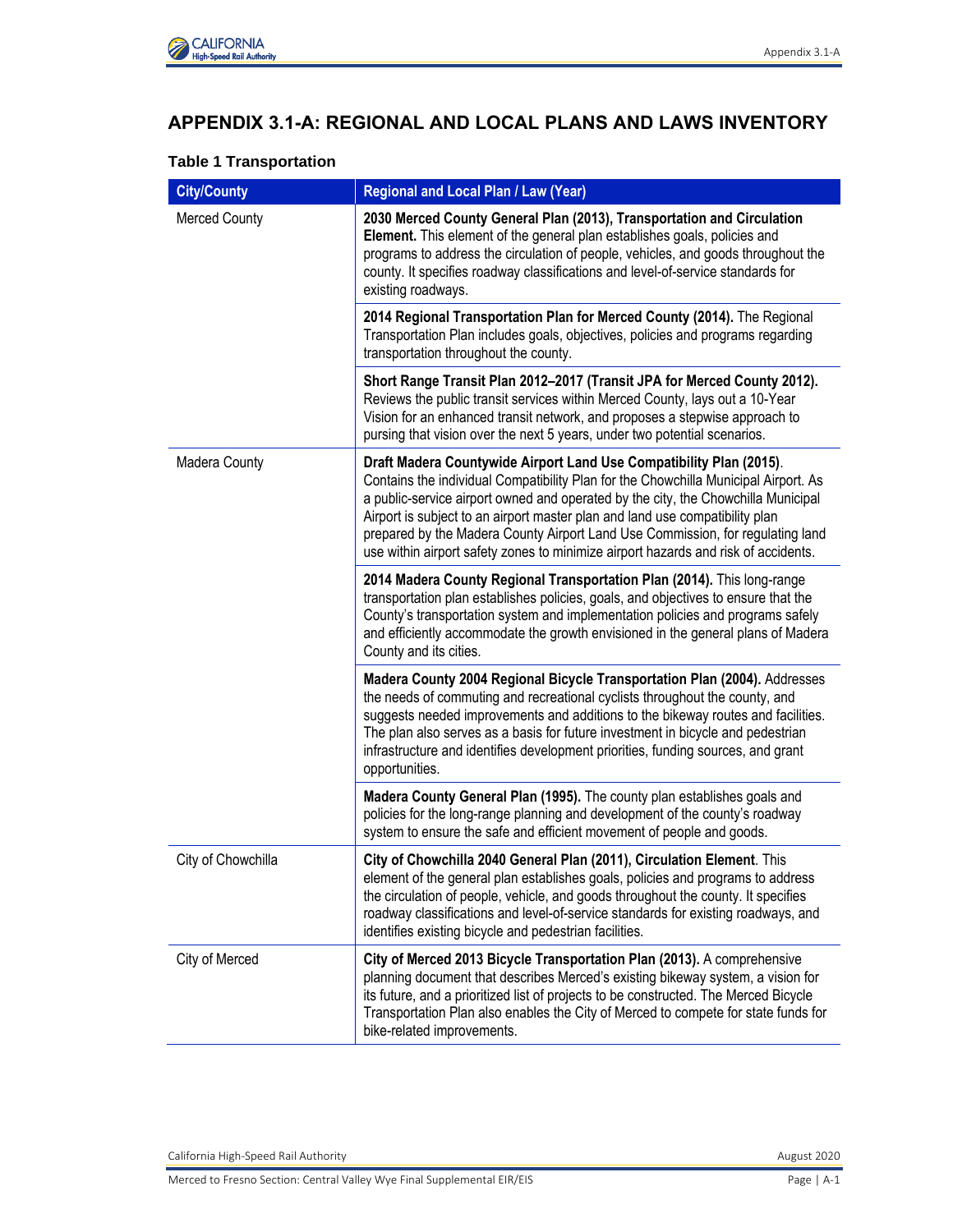# APPENDIX 3.1-A: REGIONAL AND LOCAL PLANS AND LAWS INVENTORY

### Table 1 Transportation

| City/County | Regional and Local Plan / Law (Year) |
|---|---|
| Merced County | **2030 Merced County General Plan (2013), Transportation and Circulation Element.** This element of the general plan establishes goals, policies and programs to address the circulation of people, vehicles, and goods throughout the county. It specifies roadway classifications and level-of-service standards for existing roadways. |
| | **2014 Regional Transportation Plan for Merced County (2014).** The Regional Transportation Plan includes goals, objectives, policies and programs regarding transportation throughout the county. |
| | **Short Range Transit Plan 2012–2017 (Transit JPA for Merced County 2012).** Reviews the public transit services within Merced County, lays out a 10-Year Vision for an enhanced transit network, and proposes a stepwise approach to pursing that vision over the next 5 years, under two potential scenarios. |
| Madera County | **Draft Madera Countywide Airport Land Use Compatibility Plan (2015)**. Contains the individual Compatibility Plan for the Chowchilla Municipal Airport. As a public-service airport owned and operated by the city, the Chowchilla Municipal Airport is subject to an airport master plan and land use compatibility plan prepared by the Madera County Airport Land Use Commission, for regulating land use within airport safety zones to minimize airport hazards and risk of accidents. |
| | **2014 Madera County Regional Transportation Plan (2014).** This long-range transportation plan establishes policies, goals, and objectives to ensure that the County's transportation system and implementation policies and programs safely and efficiently accommodate the growth envisioned in the general plans of Madera County and its cities. |
| | **Madera County 2004 Regional Bicycle Transportation Plan (2004).** Addresses the needs of commuting and recreational cyclists throughout the county, and suggests needed improvements and additions to the bikeway routes and facilities. The plan also serves as a basis for future investment in bicycle and pedestrian infrastructure and identifies development priorities, funding sources, and grant opportunities. |
| | **Madera County General Plan (1995).** The county plan establishes goals and policies for the long-range planning and development of the county's roadway system to ensure the safe and efficient movement of people and goods. |
| City of Chowchilla | **City of Chowchilla 2040 General Plan (2011), Circulation Element**. This element of the general plan establishes goals, policies and programs to address the circulation of people, vehicle, and goods throughout the county. It specifies roadway classifications and level-of-service standards for existing roadways, and identifies existing bicycle and pedestrian facilities. |
| City of Merced | **City of Merced 2013 Bicycle Transportation Plan (2013).** A comprehensive planning document that describes Merced's existing bikeway system, a vision for its future, and a prioritized list of projects to be constructed. The Merced Bicycle Transportation Plan also enables the City of Merced to compete for state funds for bike-related improvements. |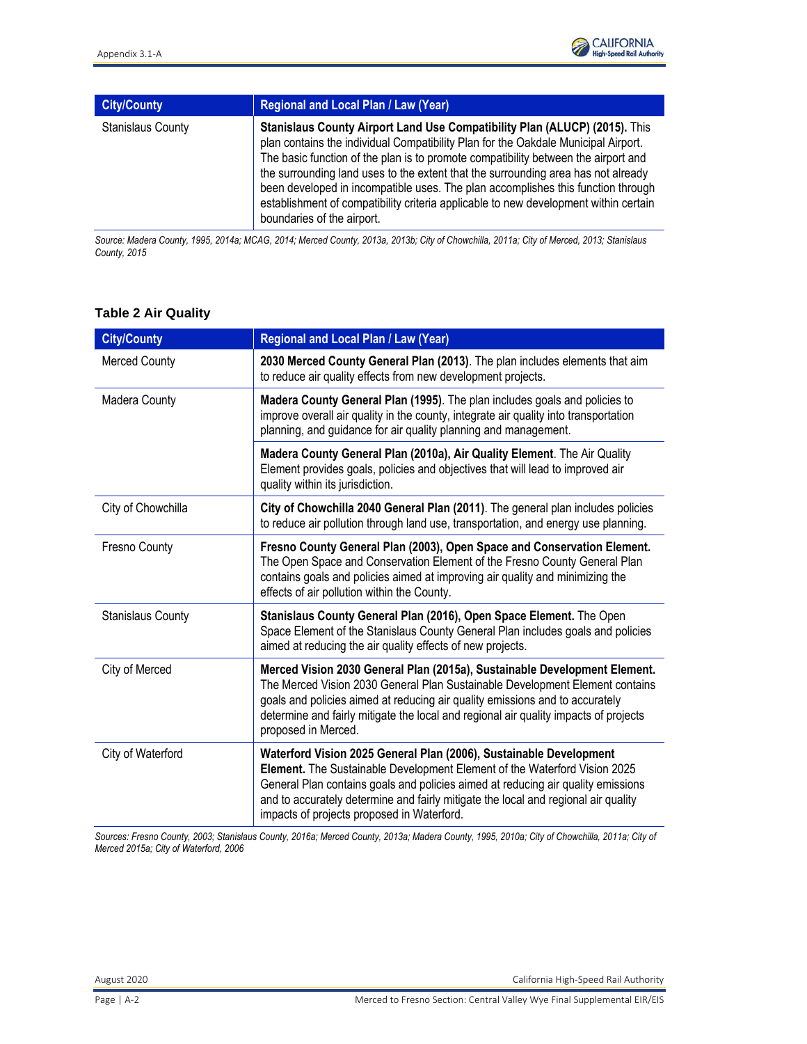| City/County | Regional and Local Plan / Law (Year) |
|---|---|
| Stanislaus County | **Stanislaus County Airport Land Use Compatibility Plan (ALUCP) (2015).** This plan contains the individual Compatibility Plan for the Oakdale Municipal Airport. The basic function of the plan is to promote compatibility between the airport and the surrounding land uses to the extent that the surrounding area has not already been developed in incompatible uses. The plan accomplishes this function through establishment of compatibility criteria applicable to new development within certain boundaries of the airport. |

*Source: Madera County, 1995, 2014a; MCAG, 2014; Merced County, 2013a, 2013b; City of Chowchilla, 2011a; City of Merced, 2013; Stanislaus County, 2015*

### Table 2 Air Quality

| City/County | Regional and Local Plan / Law (Year) |
|---|---|
| Merced County | **2030 Merced County General Plan (2013)**. The plan includes elements that aim to reduce air quality effects from new development projects. |
| Madera County | **Madera County General Plan (1995)**. The plan includes goals and policies to improve overall air quality in the county, integrate air quality into transportation planning, and guidance for air quality planning and management. |
| | **Madera County General Plan (2010a), Air Quality Element**. The Air Quality Element provides goals, policies and objectives that will lead to improved air quality within its jurisdiction. |
| City of Chowchilla | **City of Chowchilla 2040 General Plan (2011)**. The general plan includes policies to reduce air pollution through land use, transportation, and energy use planning. |
| Fresno County | **Fresno County General Plan (2003), Open Space and Conservation Element.** The Open Space and Conservation Element of the Fresno County General Plan contains goals and policies aimed at improving air quality and minimizing the effects of air pollution within the County. |
| Stanislaus County | **Stanislaus County General Plan (2016), Open Space Element.** The Open Space Element of the Stanislaus County General Plan includes goals and policies aimed at reducing the air quality effects of new projects. |
| City of Merced | **Merced Vision 2030 General Plan (2015a), Sustainable Development Element.** The Merced Vision 2030 General Plan Sustainable Development Element contains goals and policies aimed at reducing air quality emissions and to accurately determine and fairly mitigate the local and regional air quality impacts of projects proposed in Merced. |
| City of Waterford | **Waterford Vision 2025 General Plan (2006), Sustainable Development Element.** The Sustainable Development Element of the Waterford Vision 2025 General Plan contains goals and policies aimed at reducing air quality emissions and to accurately determine and fairly mitigate the local and regional air quality impacts of projects proposed in Waterford. |

*Sources: Fresno County, 2003; Stanislaus County, 2016a; Merced County, 2013a; Madera County, 1995, 2010a; City of Chowchilla, 2011a; City of Merced 2015a; City of Waterford, 2006*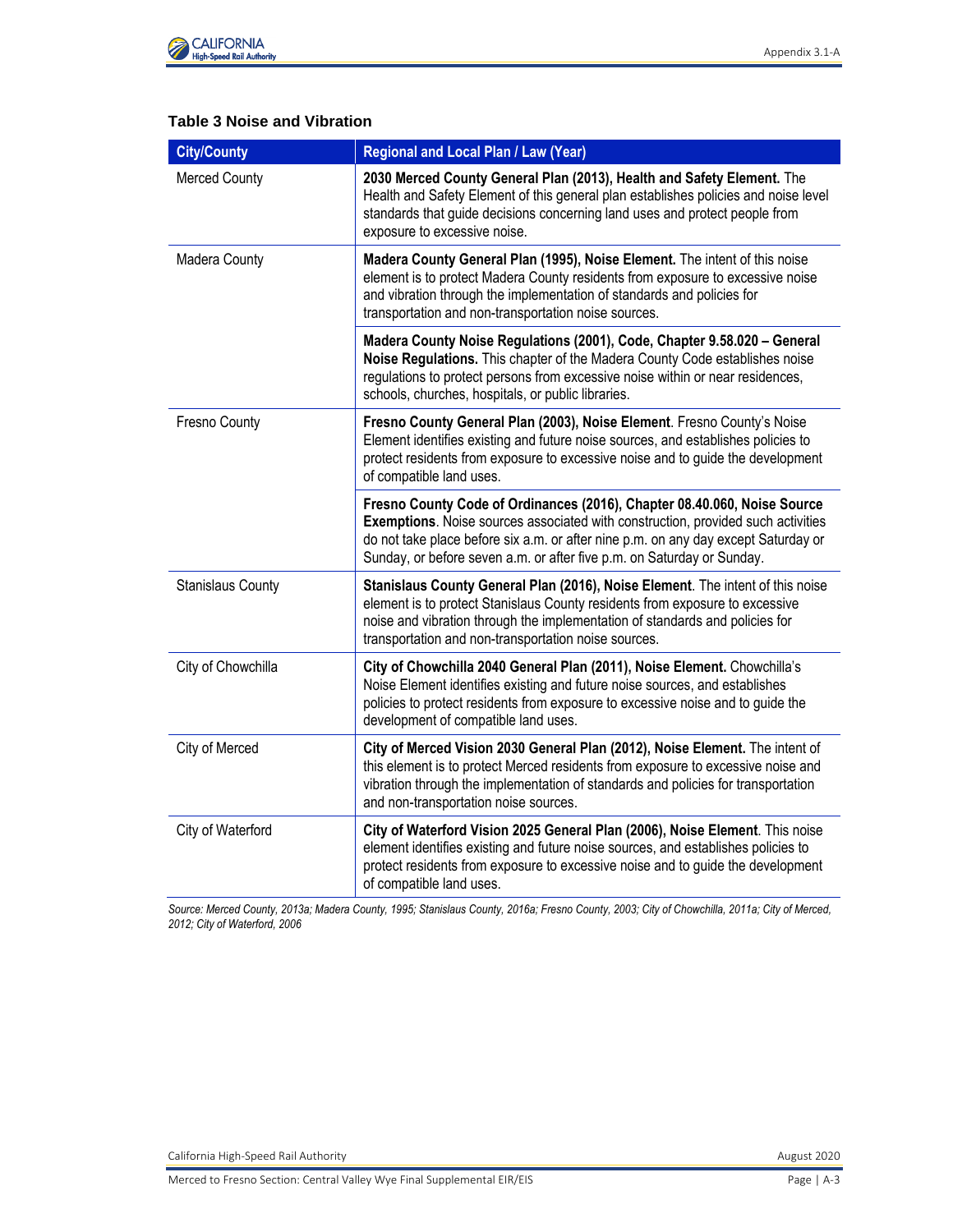### Table 3 Noise and Vibration

| City/County | Regional and Local Plan / Law (Year) |
|---|---|
| Merced County | **2030 Merced County General Plan (2013), Health and Safety Element.** The Health and Safety Element of this general plan establishes policies and noise level standards that guide decisions concerning land uses and protect people from exposure to excessive noise. |
| Madera County | **Madera County General Plan (1995), Noise Element.** The intent of this noise element is to protect Madera County residents from exposure to excessive noise and vibration through the implementation of standards and policies for transportation and non-transportation noise sources. |
| | **Madera County Noise Regulations (2001), Code, Chapter 9.58.020 – General Noise Regulations.** This chapter of the Madera County Code establishes noise regulations to protect persons from excessive noise within or near residences, schools, churches, hospitals, or public libraries. |
| Fresno County | **Fresno County General Plan (2003), Noise Element**. Fresno County's Noise Element identifies existing and future noise sources, and establishes policies to protect residents from exposure to excessive noise and to guide the development of compatible land uses. |
| | **Fresno County Code of Ordinances (2016), Chapter 08.40.060, Noise Source Exemptions**. Noise sources associated with construction, provided such activities do not take place before six a.m. or after nine p.m. on any day except Saturday or Sunday, or before seven a.m. or after five p.m. on Saturday or Sunday. |
| Stanislaus County | **Stanislaus County General Plan (2016), Noise Element**. The intent of this noise element is to protect Stanislaus County residents from exposure to excessive noise and vibration through the implementation of standards and policies for transportation and non-transportation noise sources. |
| City of Chowchilla | **City of Chowchilla 2040 General Plan (2011), Noise Element.** Chowchilla's Noise Element identifies existing and future noise sources, and establishes policies to protect residents from exposure to excessive noise and to guide the development of compatible land uses. |
| City of Merced | **City of Merced Vision 2030 General Plan (2012), Noise Element.** The intent of this element is to protect Merced residents from exposure to excessive noise and vibration through the implementation of standards and policies for transportation and non-transportation noise sources. |
| City of Waterford | **City of Waterford Vision 2025 General Plan (2006), Noise Element**. This noise element identifies existing and future noise sources, and establishes policies to protect residents from exposure to excessive noise and to guide the development of compatible land uses. |

*Source: Merced County, 2013a; Madera County, 1995; Stanislaus County, 2016a; Fresno County, 2003; City of Chowchilla, 2011a; City of Merced, 2012; City of Waterford, 2006*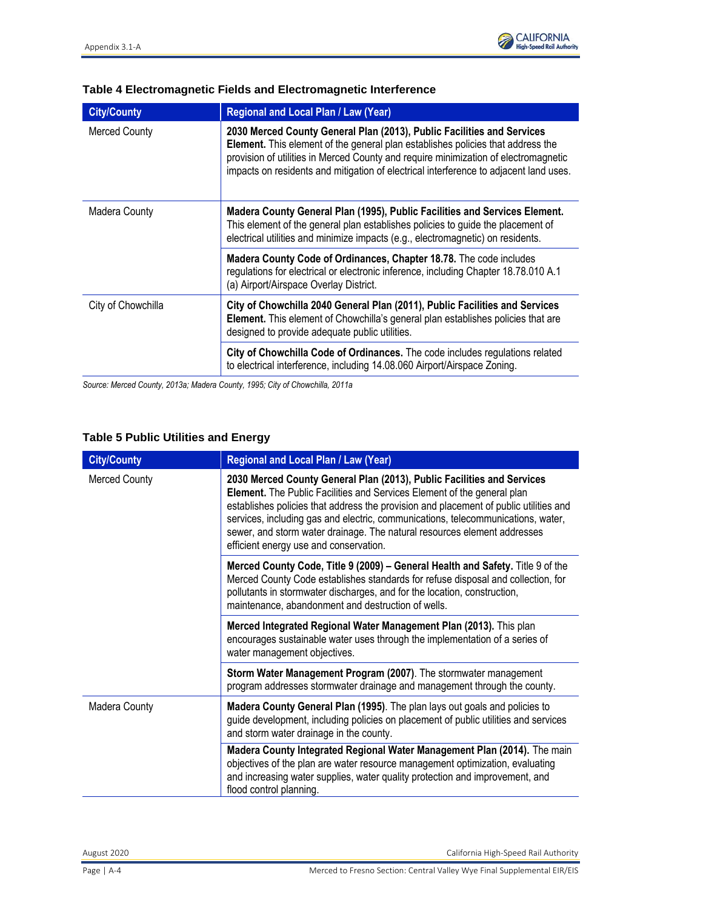### Table 4 Electromagnetic Fields and Electromagnetic Interference

| City/County | Regional and Local Plan / Law (Year) |
| --- | --- |
| Merced County | **2030 Merced County General Plan (2013), Public Facilities and Services Element.** This element of the general plan establishes policies that address the provision of utilities in Merced County and require minimization of electromagnetic impacts on residents and mitigation of electrical interference to adjacent land uses. |
| Madera County | **Madera County General Plan (1995), Public Facilities and Services Element.** This element of the general plan establishes policies to guide the placement of electrical utilities and minimize impacts (e.g., electromagnetic) on residents. |
| | **Madera County Code of Ordinances, Chapter 18.78.** The code includes regulations for electrical or electronic inference, including Chapter 18.78.010 A.1 (a) Airport/Airspace Overlay District. |
| City of Chowchilla | **City of Chowchilla 2040 General Plan (2011), Public Facilities and Services Element.** This element of Chowchilla's general plan establishes policies that are designed to provide adequate public utilities. |
| | **City of Chowchilla Code of Ordinances.** The code includes regulations related to electrical interference, including 14.08.060 Airport/Airspace Zoning. |

*Source: Merced County, 2013a; Madera County, 1995; City of Chowchilla, 2011a*

### Table 5 Public Utilities and Energy

| City/County | Regional and Local Plan / Law (Year) |
| --- | --- |
| Merced County | **2030 Merced County General Plan (2013), Public Facilities and Services Element.** The Public Facilities and Services Element of the general plan establishes policies that address the provision and placement of public utilities and services, including gas and electric, communications, telecommunications, water, sewer, and storm water drainage. The natural resources element addresses efficient energy use and conservation. |
| | **Merced County Code, Title 9 (2009) – General Health and Safety.** Title 9 of the Merced County Code establishes standards for refuse disposal and collection, for pollutants in stormwater discharges, and for the location, construction, maintenance, abandonment and destruction of wells. |
| | **Merced Integrated Regional Water Management Plan (2013).** This plan encourages sustainable water uses through the implementation of a series of water management objectives. |
| | **Storm Water Management Program (2007)**. The stormwater management program addresses stormwater drainage and management through the county. |
| Madera County | **Madera County General Plan (1995)**. The plan lays out goals and policies to guide development, including policies on placement of public utilities and services and storm water drainage in the county. |
| | **Madera County Integrated Regional Water Management Plan (2014).** The main objectives of the plan are water resource management optimization, evaluating and increasing water supplies, water quality protection and improvement, and flood control planning. |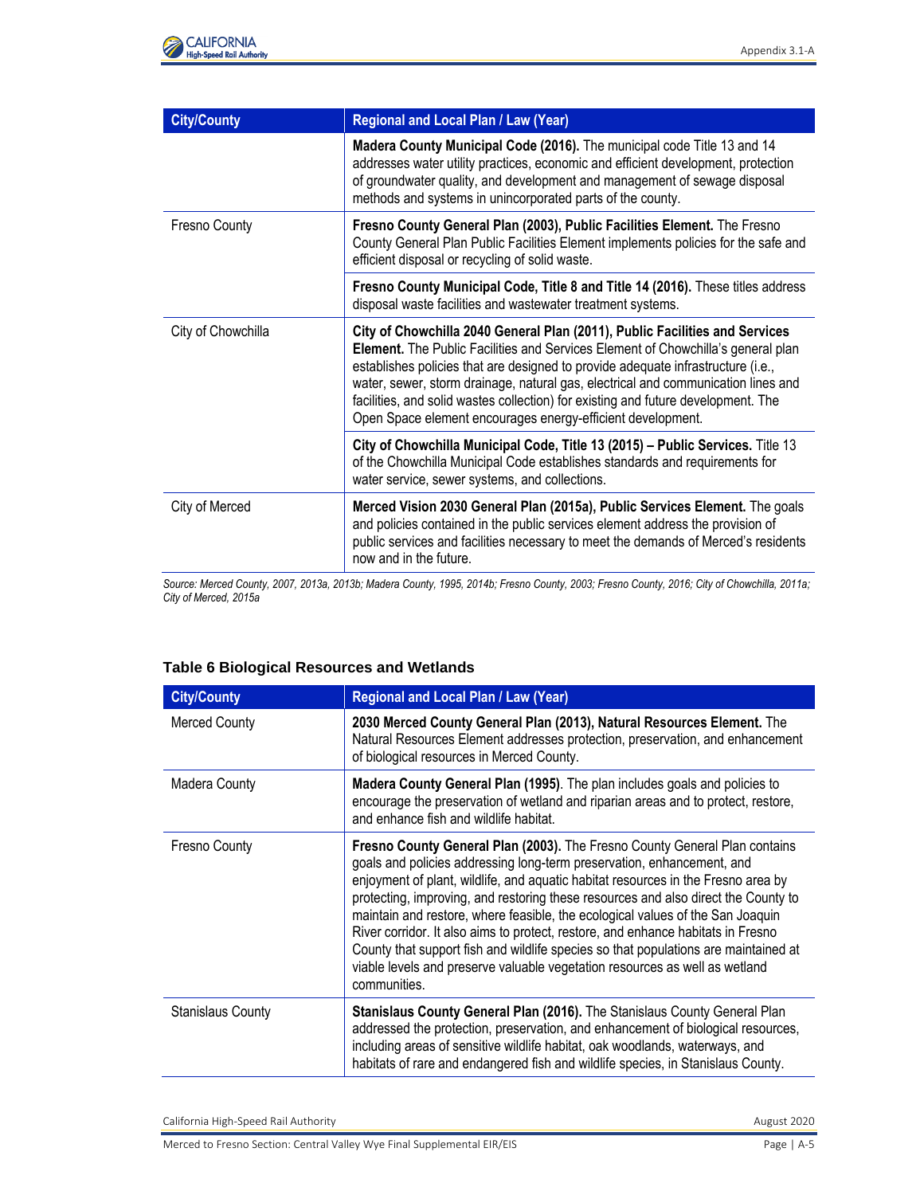| City/County | Regional and Local Plan / Law (Year) |
|---|---|
| | **Madera County Municipal Code (2016).** The municipal code Title 13 and 14 addresses water utility practices, economic and efficient development, protection of groundwater quality, and development and management of sewage disposal methods and systems in unincorporated parts of the county. |
| Fresno County | **Fresno County General Plan (2003), Public Facilities Element.** The Fresno County General Plan Public Facilities Element implements policies for the safe and efficient disposal or recycling of solid waste. |
| | **Fresno County Municipal Code, Title 8 and Title 14 (2016).** These titles address disposal waste facilities and wastewater treatment systems. |
| City of Chowchilla | **City of Chowchilla 2040 General Plan (2011), Public Facilities and Services Element.** The Public Facilities and Services Element of Chowchilla's general plan establishes policies that are designed to provide adequate infrastructure (i.e., water, sewer, storm drainage, natural gas, electrical and communication lines and facilities, and solid wastes collection) for existing and future development. The Open Space element encourages energy-efficient development. |
| | **City of Chowchilla Municipal Code, Title 13 (2015) – Public Services.** Title 13 of the Chowchilla Municipal Code establishes standards and requirements for water service, sewer systems, and collections. |
| City of Merced | **Merced Vision 2030 General Plan (2015a), Public Services Element.** The goals and policies contained in the public services element address the provision of public services and facilities necessary to meet the demands of Merced's residents now and in the future. |

*Source: Merced County, 2007, 2013a, 2013b; Madera County, 1995, 2014b; Fresno County, 2003; Fresno County, 2016; City of Chowchilla, 2011a; City of Merced, 2015a*

### Table 6 Biological Resources and Wetlands

| City/County | Regional and Local Plan / Law (Year) |
|---|---|
| Merced County | **2030 Merced County General Plan (2013), Natural Resources Element.** The Natural Resources Element addresses protection, preservation, and enhancement of biological resources in Merced County. |
| Madera County | **Madera County General Plan (1995)**. The plan includes goals and policies to encourage the preservation of wetland and riparian areas and to protect, restore, and enhance fish and wildlife habitat. |
| Fresno County | **Fresno County General Plan (2003).** The Fresno County General Plan contains goals and policies addressing long-term preservation, enhancement, and enjoyment of plant, wildlife, and aquatic habitat resources in the Fresno area by protecting, improving, and restoring these resources and also direct the County to maintain and restore, where feasible, the ecological values of the San Joaquin River corridor. It also aims to protect, restore, and enhance habitats in Fresno County that support fish and wildlife species so that populations are maintained at viable levels and preserve valuable vegetation resources as well as wetland communities. |
| Stanislaus County | **Stanislaus County General Plan (2016).** The Stanislaus County General Plan addressed the protection, preservation, and enhancement of biological resources, including areas of sensitive wildlife habitat, oak woodlands, waterways, and habitats of rare and endangered fish and wildlife species, in Stanislaus County. |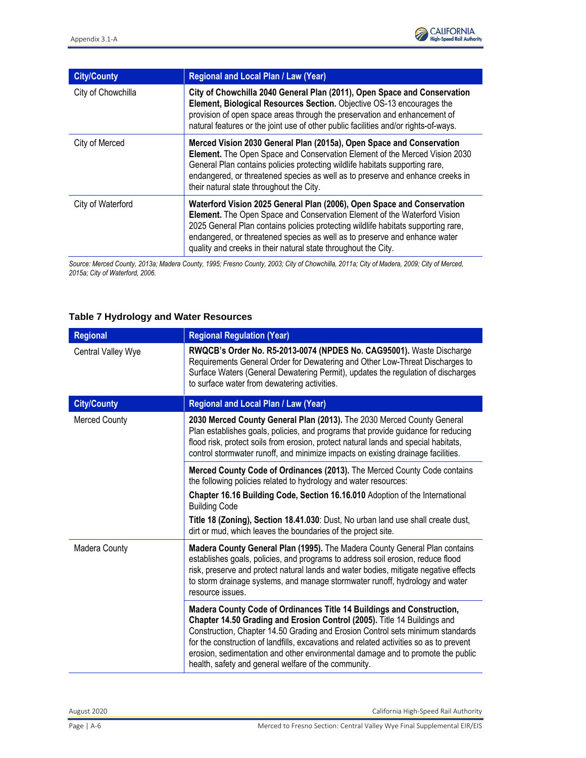| City/County | Regional and Local Plan / Law (Year) |
| --- | --- |
| City of Chowchilla | **City of Chowchilla 2040 General Plan (2011), Open Space and Conservation Element, Biological Resources Section.** Objective OS-13 encourages the provision of open space areas through the preservation and enhancement of natural features or the joint use of other public facilities and/or rights-of-ways. |
| City of Merced | **Merced Vision 2030 General Plan (2015a), Open Space and Conservation Element.** The Open Space and Conservation Element of the Merced Vision 2030 General Plan contains policies protecting wildlife habitats supporting rare, endangered, or threatened species as well as to preserve and enhance creeks in their natural state throughout the City. |
| City of Waterford | **Waterford Vision 2025 General Plan (2006), Open Space and Conservation Element.** The Open Space and Conservation Element of the Waterford Vision 2025 General Plan contains policies protecting wildlife habitats supporting rare, endangered, or threatened species as well as to preserve and enhance water quality and creeks in their natural state throughout the City. |

*Source: Merced County, 2013a; Madera County, 1995; Fresno County, 2003; City of Chowchilla, 2011a; City of Madera, 2009; City of Merced, 2015a; City of Waterford, 2006.*

### Table 7 Hydrology and Water Resources

| Regional | Regional Regulation (Year) |
| --- | --- |
| Central Valley Wye | **RWQCB's Order No. R5-2013-0074 (NPDES No. CAG95001).** Waste Discharge Requirements General Order for Dewatering and Other Low-Threat Discharges to Surface Waters (General Dewatering Permit), updates the regulation of discharges to surface water from dewatering activities. |
| **City/County** | **Regional and Local Plan / Law (Year)** |
| Merced County | **2030 Merced County General Plan (2013).** The 2030 Merced County General Plan establishes goals, policies, and programs that provide guidance for reducing flood risk, protect soils from erosion, protect natural lands and special habitats, control stormwater runoff, and minimize impacts on existing drainage facilities. |
| | **Merced County Code of Ordinances (2013).** The Merced County Code contains the following policies related to hydrology and water resources:<br>**Chapter 16.16 Building Code, Section 16.16.010** Adoption of the International Building Code<br>**Title 18 (Zoning), Section 18.41.030**: Dust, No urban land use shall create dust, dirt or mud, which leaves the boundaries of the project site. |
| Madera County | **Madera County General Plan (1995).** The Madera County General Plan contains establishes goals, policies, and programs to address soil erosion, reduce flood risk, preserve and protect natural lands and water bodies, mitigate negative effects to storm drainage systems, and manage stormwater runoff, hydrology and water resource issues. |
| | **Madera County Code of Ordinances Title 14 Buildings and Construction, Chapter 14.50 Grading and Erosion Control (2005).** Title 14 Buildings and Construction, Chapter 14.50 Grading and Erosion Control sets minimum standards for the construction of landfills, excavations and related activities so as to prevent erosion, sedimentation and other environmental damage and to promote the public health, safety and general welfare of the community. |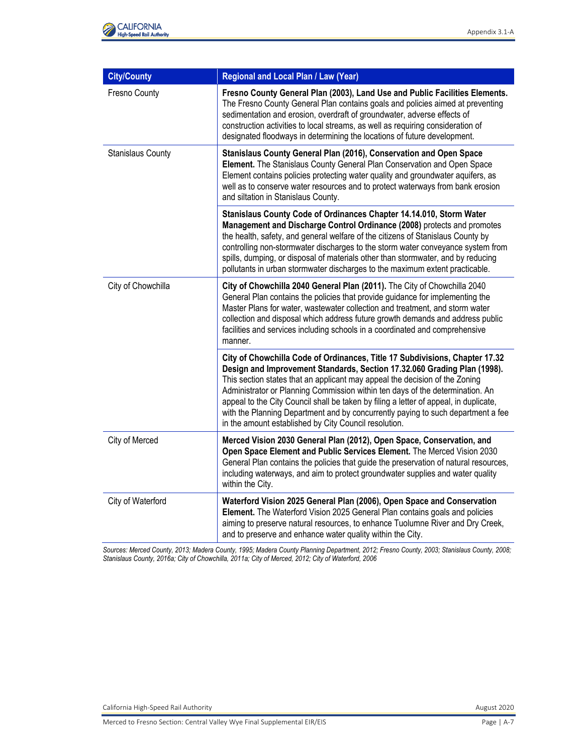| City/County | Regional and Local Plan / Law (Year) |
|---|---|
| Fresno County | **Fresno County General Plan (2003), Land Use and Public Facilities Elements.** The Fresno County General Plan contains goals and policies aimed at preventing sedimentation and erosion, overdraft of groundwater, adverse effects of construction activities to local streams, as well as requiring consideration of designated floodways in determining the locations of future development. |
| Stanislaus County | **Stanislaus County General Plan (2016), Conservation and Open Space Element.** The Stanislaus County General Plan Conservation and Open Space Element contains policies protecting water quality and groundwater aquifers, as well as to conserve water resources and to protect waterways from bank erosion and siltation in Stanislaus County. |
| | **Stanislaus County Code of Ordinances Chapter 14.14.010, Storm Water Management and Discharge Control Ordinance (2008)** protects and promotes the health, safety, and general welfare of the citizens of Stanislaus County by controlling non-stormwater discharges to the storm water conveyance system from spills, dumping, or disposal of materials other than stormwater, and by reducing pollutants in urban stormwater discharges to the maximum extent practicable. |
| City of Chowchilla | **City of Chowchilla 2040 General Plan (2011).** The City of Chowchilla 2040 General Plan contains the policies that provide guidance for implementing the Master Plans for water, wastewater collection and treatment, and storm water collection and disposal which address future growth demands and address public facilities and services including schools in a coordinated and comprehensive manner. |
| | **City of Chowchilla Code of Ordinances, Title 17 Subdivisions, Chapter 17.32 Design and Improvement Standards, Section 17.32.060 Grading Plan (1998).** This section states that an applicant may appeal the decision of the Zoning Administrator or Planning Commission within ten days of the determination. An appeal to the City Council shall be taken by filing a letter of appeal, in duplicate, with the Planning Department and by concurrently paying to such department a fee in the amount established by City Council resolution. |
| City of Merced | **Merced Vision 2030 General Plan (2012), Open Space, Conservation, and Open Space Element and Public Services Element.** The Merced Vision 2030 General Plan contains the policies that guide the preservation of natural resources, including waterways, and aim to protect groundwater supplies and water quality within the City. |
| City of Waterford | **Waterford Vision 2025 General Plan (2006), Open Space and Conservation Element.** The Waterford Vision 2025 General Plan contains goals and policies aiming to preserve natural resources, to enhance Tuolumne River and Dry Creek, and to preserve and enhance water quality within the City. |

*Sources: Merced County, 2013; Madera County, 1995; Madera County Planning Department, 2012; Fresno County, 2003; Stanislaus County, 2008; Stanislaus County, 2016a; City of Chowchilla, 2011a; City of Merced, 2012; City of Waterford, 2006*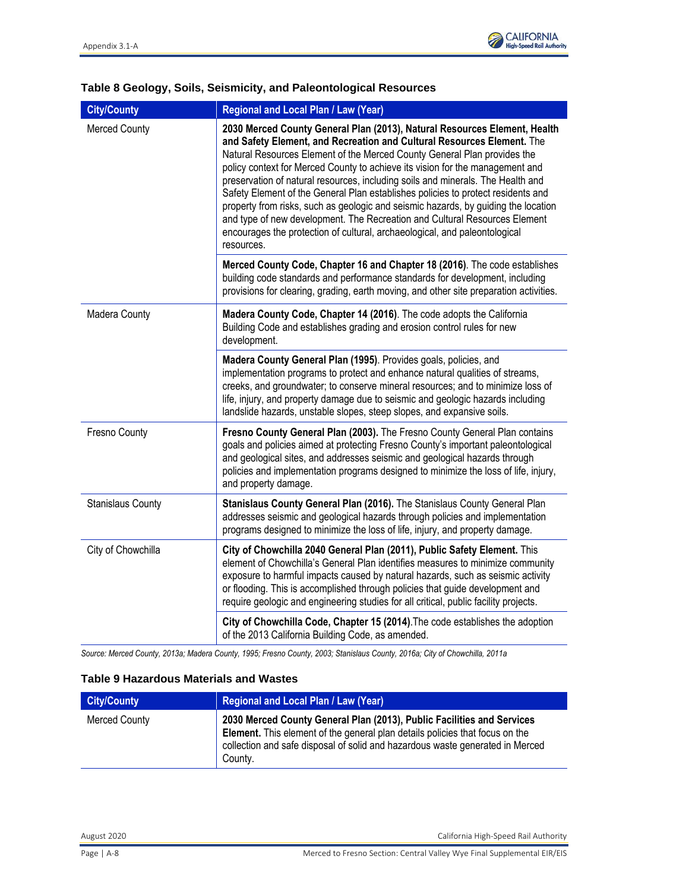## Table 8 Geology, Soils, Seismicity, and Paleontological Resources

| City/County | Regional and Local Plan / Law (Year) |
|---|---|
| Merced County | **2030 Merced County General Plan (2013), Natural Resources Element, Health and Safety Element, and Recreation and Cultural Resources Element.** The Natural Resources Element of the Merced County General Plan provides the policy context for Merced County to achieve its vision for the management and preservation of natural resources, including soils and minerals. The Health and Safety Element of the General Plan establishes policies to protect residents and property from risks, such as geologic and seismic hazards, by guiding the location and type of new development. The Recreation and Cultural Resources Element encourages the protection of cultural, archaeological, and paleontological resources. |
| | **Merced County Code, Chapter 16 and Chapter 18 (2016)**. The code establishes building code standards and performance standards for development, including provisions for clearing, grading, earth moving, and other site preparation activities. |
| Madera County | **Madera County Code, Chapter 14 (2016)**. The code adopts the California Building Code and establishes grading and erosion control rules for new development. |
| | **Madera County General Plan (1995)**. Provides goals, policies, and implementation programs to protect and enhance natural qualities of streams, creeks, and groundwater; to conserve mineral resources; and to minimize loss of life, injury, and property damage due to seismic and geologic hazards including landslide hazards, unstable slopes, steep slopes, and expansive soils. |
| Fresno County | **Fresno County General Plan (2003).** The Fresno County General Plan contains goals and policies aimed at protecting Fresno County's important paleontological and geological sites, and addresses seismic and geological hazards through policies and implementation programs designed to minimize the loss of life, injury, and property damage. |
| Stanislaus County | **Stanislaus County General Plan (2016).** The Stanislaus County General Plan addresses seismic and geological hazards through policies and implementation programs designed to minimize the loss of life, injury, and property damage. |
| City of Chowchilla | **City of Chowchilla 2040 General Plan (2011), Public Safety Element.** This element of Chowchilla's General Plan identifies measures to minimize community exposure to harmful impacts caused by natural hazards, such as seismic activity or flooding. This is accomplished through policies that guide development and require geologic and engineering studies for all critical, public facility projects. |
| | **City of Chowchilla Code, Chapter 15 (2014)**.The code establishes the adoption of the 2013 California Building Code, as amended. |

*Source: Merced County, 2013a; Madera County, 1995; Fresno County, 2003; Stanislaus County, 2016a; City of Chowchilla, 2011a*

## Table 9 Hazardous Materials and Wastes

| City/County | Regional and Local Plan / Law (Year) |
|---|---|
| Merced County | **2030 Merced County General Plan (2013), Public Facilities and Services Element.** This element of the general plan details policies that focus on the collection and safe disposal of solid and hazardous waste generated in Merced County. |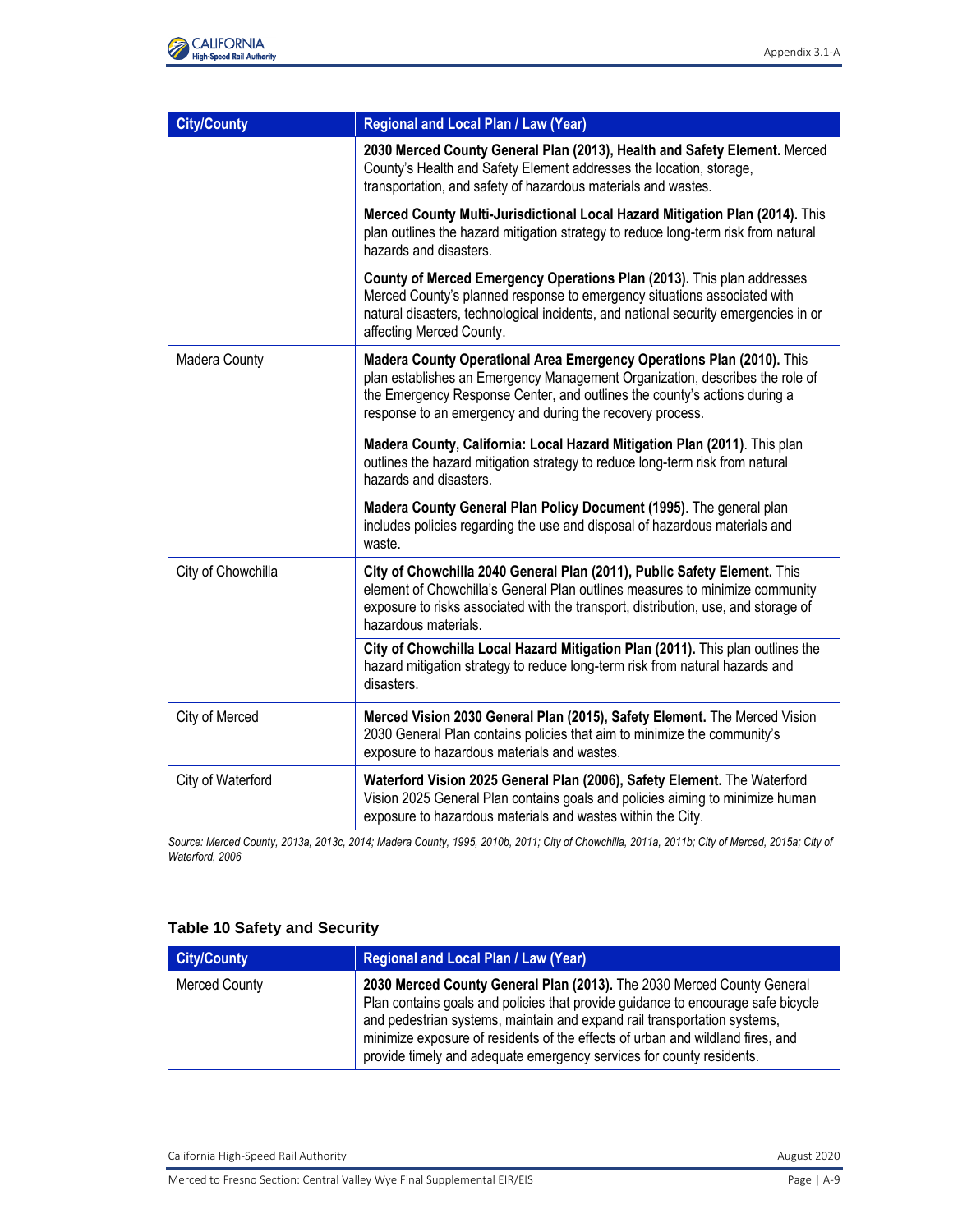| City/County | Regional and Local Plan / Law (Year) |
|---|---|
| | **2030 Merced County General Plan (2013), Health and Safety Element.** Merced County's Health and Safety Element addresses the location, storage, transportation, and safety of hazardous materials and wastes. |
| | **Merced County Multi-Jurisdictional Local Hazard Mitigation Plan (2014).** This plan outlines the hazard mitigation strategy to reduce long-term risk from natural hazards and disasters. |
| | **County of Merced Emergency Operations Plan (2013).** This plan addresses Merced County's planned response to emergency situations associated with natural disasters, technological incidents, and national security emergencies in or affecting Merced County. |
| Madera County | **Madera County Operational Area Emergency Operations Plan (2010).** This plan establishes an Emergency Management Organization, describes the role of the Emergency Response Center, and outlines the county's actions during a response to an emergency and during the recovery process. |
| | **Madera County, California: Local Hazard Mitigation Plan (2011)**. This plan outlines the hazard mitigation strategy to reduce long-term risk from natural hazards and disasters. |
| | **Madera County General Plan Policy Document (1995)**. The general plan includes policies regarding the use and disposal of hazardous materials and waste. |
| City of Chowchilla | **City of Chowchilla 2040 General Plan (2011), Public Safety Element.** This element of Chowchilla's General Plan outlines measures to minimize community exposure to risks associated with the transport, distribution, use, and storage of hazardous materials. |
| | **City of Chowchilla Local Hazard Mitigation Plan (2011).** This plan outlines the hazard mitigation strategy to reduce long-term risk from natural hazards and disasters. |
| City of Merced | **Merced Vision 2030 General Plan (2015), Safety Element.** The Merced Vision 2030 General Plan contains policies that aim to minimize the community's exposure to hazardous materials and wastes. |
| City of Waterford | **Waterford Vision 2025 General Plan (2006), Safety Element.** The Waterford Vision 2025 General Plan contains goals and policies aiming to minimize human exposure to hazardous materials and wastes within the City. |

*Source: Merced County, 2013a, 2013c, 2014; Madera County, 1995, 2010b, 2011; City of Chowchilla, 2011a, 2011b; City of Merced, 2015a; City of Waterford, 2006*

### Table 10 Safety and Security

| City/County | Regional and Local Plan / Law (Year) |
|---|---|
| Merced County | **2030 Merced County General Plan (2013).** The 2030 Merced County General Plan contains goals and policies that provide guidance to encourage safe bicycle and pedestrian systems, maintain and expand rail transportation systems, minimize exposure of residents of the effects of urban and wildland fires, and provide timely and adequate emergency services for county residents. |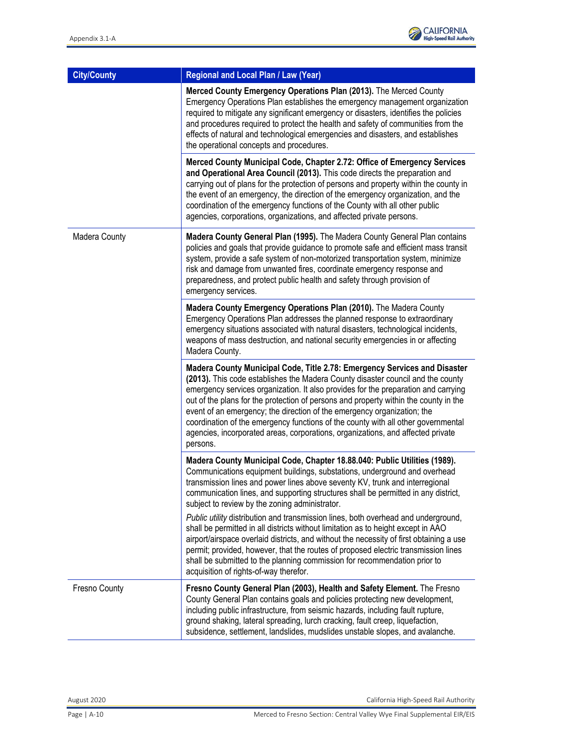| City/County | Regional and Local Plan / Law (Year) |
|---|---|
| | **Merced County Emergency Operations Plan (2013).** The Merced County Emergency Operations Plan establishes the emergency management organization required to mitigate any significant emergency or disasters, identifies the policies and procedures required to protect the health and safety of communities from the effects of natural and technological emergencies and disasters, and establishes the operational concepts and procedures. |
| | **Merced County Municipal Code, Chapter 2.72: Office of Emergency Services and Operational Area Council (2013).** This code directs the preparation and carrying out of plans for the protection of persons and property within the county in the event of an emergency, the direction of the emergency organization, and the coordination of the emergency functions of the County with all other public agencies, corporations, organizations, and affected private persons. |
| Madera County | **Madera County General Plan (1995).** The Madera County General Plan contains policies and goals that provide guidance to promote safe and efficient mass transit system, provide a safe system of non-motorized transportation system, minimize risk and damage from unwanted fires, coordinate emergency response and preparedness, and protect public health and safety through provision of emergency services. |
| | **Madera County Emergency Operations Plan (2010).** The Madera County Emergency Operations Plan addresses the planned response to extraordinary emergency situations associated with natural disasters, technological incidents, weapons of mass destruction, and national security emergencies in or affecting Madera County. |
| | **Madera County Municipal Code, Title 2.78: Emergency Services and Disaster (2013).** This code establishes the Madera County disaster council and the county emergency services organization. It also provides for the preparation and carrying out of the plans for the protection of persons and property within the county in the event of an emergency; the direction of the emergency organization; the coordination of the emergency functions of the county with all other governmental agencies, incorporated areas, corporations, organizations, and affected private persons. |
| | **Madera County Municipal Code, Chapter 18.88.040: Public Utilities (1989).** Communications equipment buildings, substations, underground and overhead transmission lines and power lines above seventy KV, trunk and interregional communication lines, and supporting structures shall be permitted in any district, subject to review by the zoning administrator.<br><br>*Public utility* distribution and transmission lines, both overhead and underground, shall be permitted in all districts without limitation as to height except in AAO airport/airspace overlaid districts, and without the necessity of first obtaining a use permit; provided, however, that the routes of proposed electric transmission lines shall be submitted to the planning commission for recommendation prior to acquisition of rights-of-way therefor. |
| Fresno County | **Fresno County General Plan (2003), Health and Safety Element.** The Fresno County General Plan contains goals and policies protecting new development, including public infrastructure, from seismic hazards, including fault rupture, ground shaking, lateral spreading, lurch cracking, fault creep, liquefaction, subsidence, settlement, landslides, mudslides unstable slopes, and avalanche. |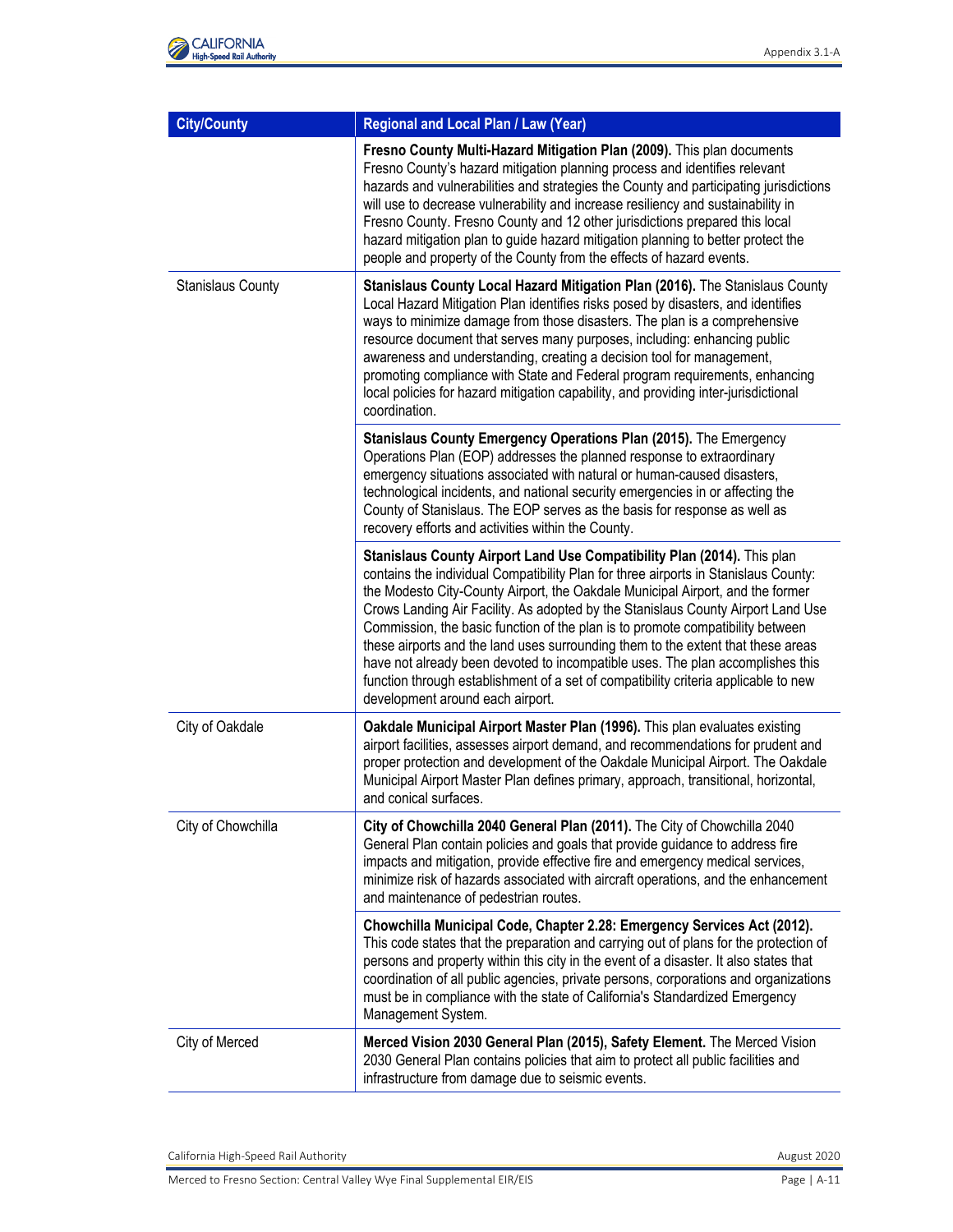| City/County | Regional and Local Plan / Law (Year) |
|---|---|
| | **Fresno County Multi-Hazard Mitigation Plan (2009).** This plan documents Fresno County's hazard mitigation planning process and identifies relevant hazards and vulnerabilities and strategies the County and participating jurisdictions will use to decrease vulnerability and increase resiliency and sustainability in Fresno County. Fresno County and 12 other jurisdictions prepared this local hazard mitigation plan to guide hazard mitigation planning to better protect the people and property of the County from the effects of hazard events. |
| Stanislaus County | **Stanislaus County Local Hazard Mitigation Plan (2016).** The Stanislaus County Local Hazard Mitigation Plan identifies risks posed by disasters, and identifies ways to minimize damage from those disasters. The plan is a comprehensive resource document that serves many purposes, including: enhancing public awareness and understanding, creating a decision tool for management, promoting compliance with State and Federal program requirements, enhancing local policies for hazard mitigation capability, and providing inter-jurisdictional coordination. |
| | **Stanislaus County Emergency Operations Plan (2015).** The Emergency Operations Plan (EOP) addresses the planned response to extraordinary emergency situations associated with natural or human-caused disasters, technological incidents, and national security emergencies in or affecting the County of Stanislaus. The EOP serves as the basis for response as well as recovery efforts and activities within the County. |
| | **Stanislaus County Airport Land Use Compatibility Plan (2014).** This plan contains the individual Compatibility Plan for three airports in Stanislaus County: the Modesto City-County Airport, the Oakdale Municipal Airport, and the former Crows Landing Air Facility. As adopted by the Stanislaus County Airport Land Use Commission, the basic function of the plan is to promote compatibility between these airports and the land uses surrounding them to the extent that these areas have not already been devoted to incompatible uses. The plan accomplishes this function through establishment of a set of compatibility criteria applicable to new development around each airport. |
| City of Oakdale | **Oakdale Municipal Airport Master Plan (1996).** This plan evaluates existing airport facilities, assesses airport demand, and recommendations for prudent and proper protection and development of the Oakdale Municipal Airport. The Oakdale Municipal Airport Master Plan defines primary, approach, transitional, horizontal, and conical surfaces. |
| City of Chowchilla | **City of Chowchilla 2040 General Plan (2011).** The City of Chowchilla 2040 General Plan contain policies and goals that provide guidance to address fire impacts and mitigation, provide effective fire and emergency medical services, minimize risk of hazards associated with aircraft operations, and the enhancement and maintenance of pedestrian routes. |
| | **Chowchilla Municipal Code, Chapter 2.28: Emergency Services Act (2012).** This code states that the preparation and carrying out of plans for the protection of persons and property within this city in the event of a disaster. It also states that coordination of all public agencies, private persons, corporations and organizations must be in compliance with the state of California's Standardized Emergency Management System. |
| City of Merced | **Merced Vision 2030 General Plan (2015), Safety Element.** The Merced Vision 2030 General Plan contains policies that aim to protect all public facilities and infrastructure from damage due to seismic events. |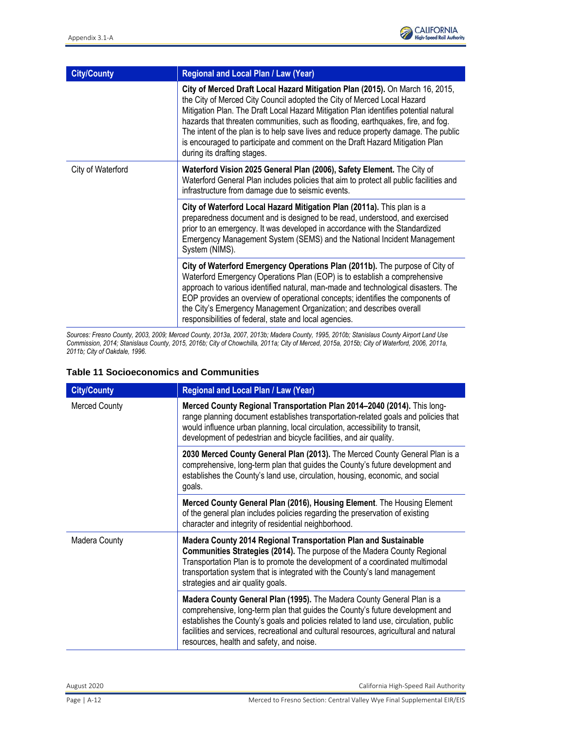| City/County | Regional and Local Plan / Law (Year) |
|---|---|
| | **City of Merced Draft Local Hazard Mitigation Plan (2015).** On March 16, 2015, the City of Merced City Council adopted the City of Merced Local Hazard Mitigation Plan. The Draft Local Hazard Mitigation Plan identifies potential natural hazards that threaten communities, such as flooding, earthquakes, fire, and fog. The intent of the plan is to help save lives and reduce property damage. The public is encouraged to participate and comment on the Draft Hazard Mitigation Plan during its drafting stages. |
| City of Waterford | **Waterford Vision 2025 General Plan (2006), Safety Element.** The City of Waterford General Plan includes policies that aim to protect all public facilities and infrastructure from damage due to seismic events. |
| | **City of Waterford Local Hazard Mitigation Plan (2011a).** This plan is a preparedness document and is designed to be read, understood, and exercised prior to an emergency. It was developed in accordance with the Standardized Emergency Management System (SEMS) and the National Incident Management System (NIMS). |
| | **City of Waterford Emergency Operations Plan (2011b).** The purpose of City of Waterford Emergency Operations Plan (EOP) is to establish a comprehensive approach to various identified natural, man-made and technological disasters. The EOP provides an overview of operational concepts; identifies the components of the City's Emergency Management Organization; and describes overall responsibilities of federal, state and local agencies. |

*Sources: Fresno County, 2003, 2009; Merced County, 2013a, 2007, 2013b; Madera County, 1995, 2010b; Stanislaus County Airport Land Use Commission, 2014; Stanislaus County, 2015, 2016b; City of Chowchilla, 2011a; City of Merced, 2015a, 2015b; City of Waterford, 2006, 2011a, 2011b; City of Oakdale, 1996.*

### Table 11 Socioeconomics and Communities

| City/County | Regional and Local Plan / Law (Year) |
|---|---|
| Merced County | **Merced County Regional Transportation Plan 2014–2040 (2014).** This long-range planning document establishes transportation-related goals and policies that would influence urban planning, local circulation, accessibility to transit, development of pedestrian and bicycle facilities, and air quality. |
| | **2030 Merced County General Plan (2013).** The Merced County General Plan is a comprehensive, long-term plan that guides the County's future development and establishes the County's land use, circulation, housing, economic, and social goals. |
| | **Merced County General Plan (2016), Housing Element**. The Housing Element of the general plan includes policies regarding the preservation of existing character and integrity of residential neighborhood. |
| Madera County | **Madera County 2014 Regional Transportation Plan and Sustainable Communities Strategies (2014).** The purpose of the Madera County Regional Transportation Plan is to promote the development of a coordinated multimodal transportation system that is integrated with the County's land management strategies and air quality goals. |
| | **Madera County General Plan (1995).** The Madera County General Plan is a comprehensive, long-term plan that guides the County's future development and establishes the County's goals and policies related to land use, circulation, public facilities and services, recreational and cultural resources, agricultural and natural resources, health and safety, and noise. |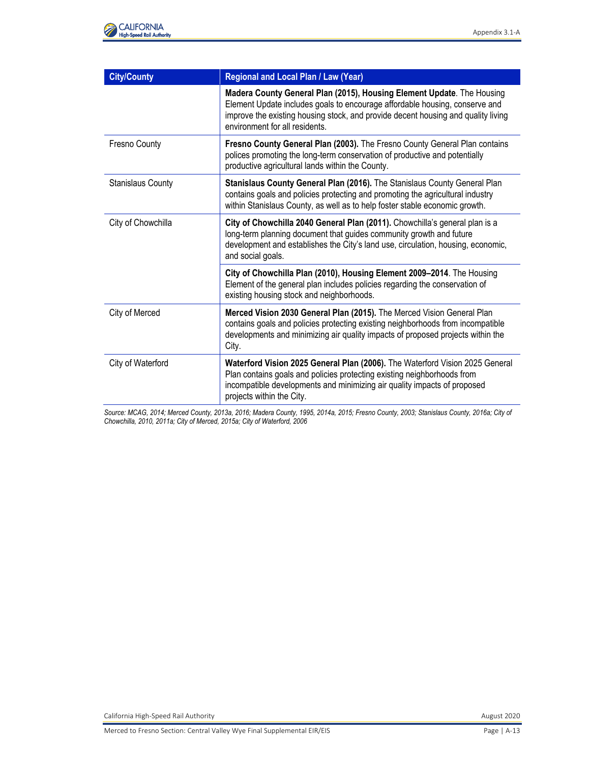| City/County | Regional and Local Plan / Law (Year) |
|---|---|
| | **Madera County General Plan (2015), Housing Element Update**. The Housing Element Update includes goals to encourage affordable housing, conserve and improve the existing housing stock, and provide decent housing and quality living environment for all residents. |
| Fresno County | **Fresno County General Plan (2003).** The Fresno County General Plan contains polices promoting the long-term conservation of productive and potentially productive agricultural lands within the County. |
| Stanislaus County | **Stanislaus County General Plan (2016).** The Stanislaus County General Plan contains goals and policies protecting and promoting the agricultural industry within Stanislaus County, as well as to help foster stable economic growth. |
| City of Chowchilla | **City of Chowchilla 2040 General Plan (2011).** Chowchilla's general plan is a long-term planning document that guides community growth and future development and establishes the City's land use, circulation, housing, economic, and social goals. |
| | **City of Chowchilla Plan (2010), Housing Element 2009–2014**. The Housing Element of the general plan includes policies regarding the conservation of existing housing stock and neighborhoods. |
| City of Merced | **Merced Vision 2030 General Plan (2015).** The Merced Vision General Plan contains goals and policies protecting existing neighborhoods from incompatible developments and minimizing air quality impacts of proposed projects within the City. |
| City of Waterford | **Waterford Vision 2025 General Plan (2006).** The Waterford Vision 2025 General Plan contains goals and policies protecting existing neighborhoods from incompatible developments and minimizing air quality impacts of proposed projects within the City. |

*Source: MCAG, 2014; Merced County, 2013a, 2016; Madera County, 1995, 2014a, 2015; Fresno County, 2003; Stanislaus County, 2016a; City of Chowchilla, 2010, 2011a; City of Merced, 2015a; City of Waterford, 2006*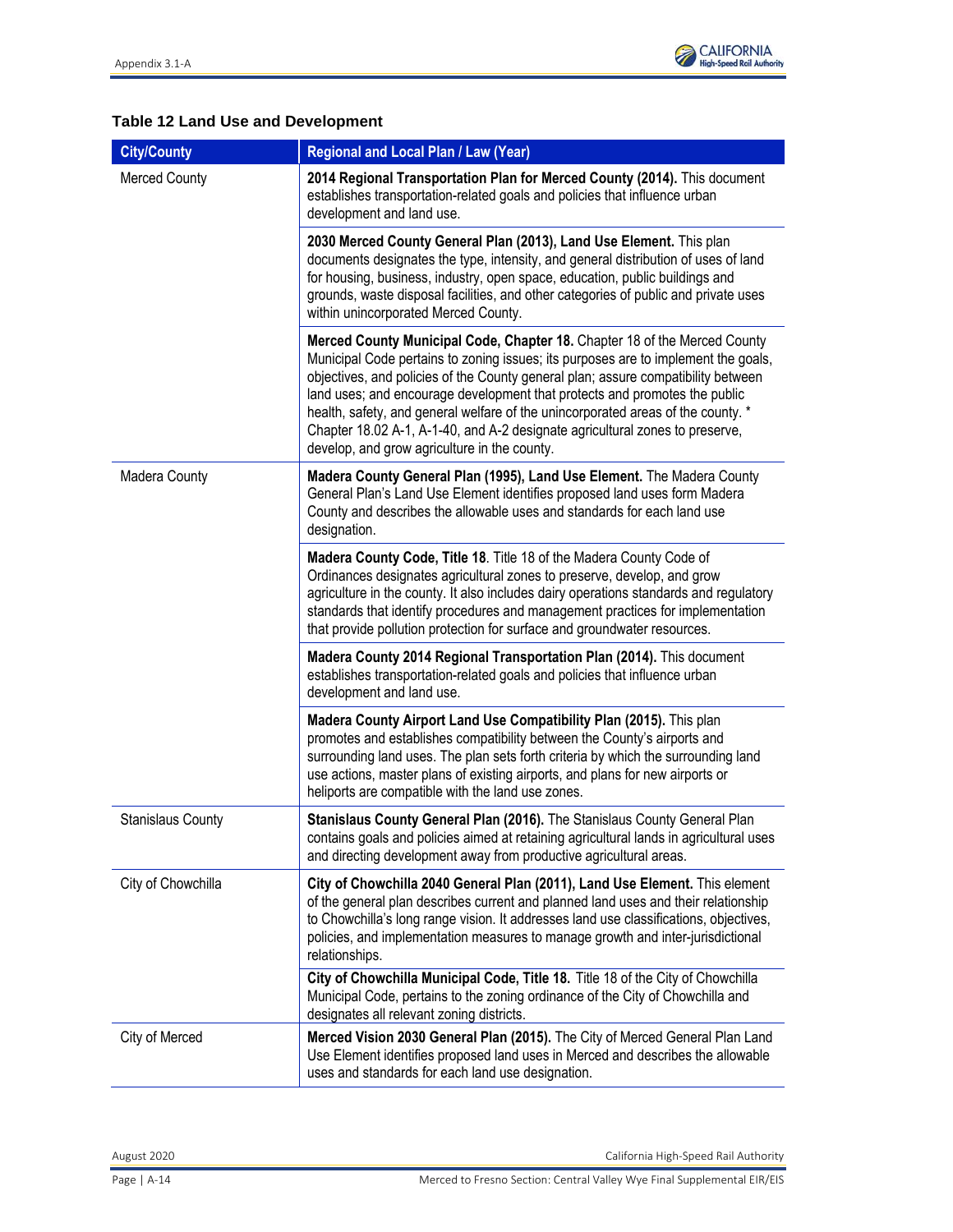### Table 12 Land Use and Development

| City/County | Regional and Local Plan / Law (Year) |
|---|---|
| Merced County | **2014 Regional Transportation Plan for Merced County (2014).** This document establishes transportation-related goals and policies that influence urban development and land use. |
| | **2030 Merced County General Plan (2013), Land Use Element.** This plan documents designates the type, intensity, and general distribution of uses of land for housing, business, industry, open space, education, public buildings and grounds, waste disposal facilities, and other categories of public and private uses within unincorporated Merced County. |
| | **Merced County Municipal Code, Chapter 18.** Chapter 18 of the Merced County Municipal Code pertains to zoning issues; its purposes are to implement the goals, objectives, and policies of the County general plan; assure compatibility between land uses; and encourage development that protects and promotes the public health, safety, and general welfare of the unincorporated areas of the county. * Chapter 18.02 A-1, A-1-40, and A-2 designate agricultural zones to preserve, develop, and grow agriculture in the county. |
| Madera County | **Madera County General Plan (1995), Land Use Element.** The Madera County General Plan's Land Use Element identifies proposed land uses form Madera County and describes the allowable uses and standards for each land use designation. |
| | **Madera County Code, Title 18**. Title 18 of the Madera County Code of Ordinances designates agricultural zones to preserve, develop, and grow agriculture in the county. It also includes dairy operations standards and regulatory standards that identify procedures and management practices for implementation that provide pollution protection for surface and groundwater resources. |
| | **Madera County 2014 Regional Transportation Plan (2014).** This document establishes transportation-related goals and policies that influence urban development and land use. |
| | **Madera County Airport Land Use Compatibility Plan (2015).** This plan promotes and establishes compatibility between the County's airports and surrounding land uses. The plan sets forth criteria by which the surrounding land use actions, master plans of existing airports, and plans for new airports or heliports are compatible with the land use zones. |
| Stanislaus County | **Stanislaus County General Plan (2016).** The Stanislaus County General Plan contains goals and policies aimed at retaining agricultural lands in agricultural uses and directing development away from productive agricultural areas. |
| City of Chowchilla | **City of Chowchilla 2040 General Plan (2011), Land Use Element.** This element of the general plan describes current and planned land uses and their relationship to Chowchilla's long range vision. It addresses land use classifications, objectives, policies, and implementation measures to manage growth and inter-jurisdictional relationships. |
| | **City of Chowchilla Municipal Code, Title 18.** Title 18 of the City of Chowchilla Municipal Code, pertains to the zoning ordinance of the City of Chowchilla and designates all relevant zoning districts. |
| City of Merced | **Merced Vision 2030 General Plan (2015).** The City of Merced General Plan Land Use Element identifies proposed land uses in Merced and describes the allowable uses and standards for each land use designation. |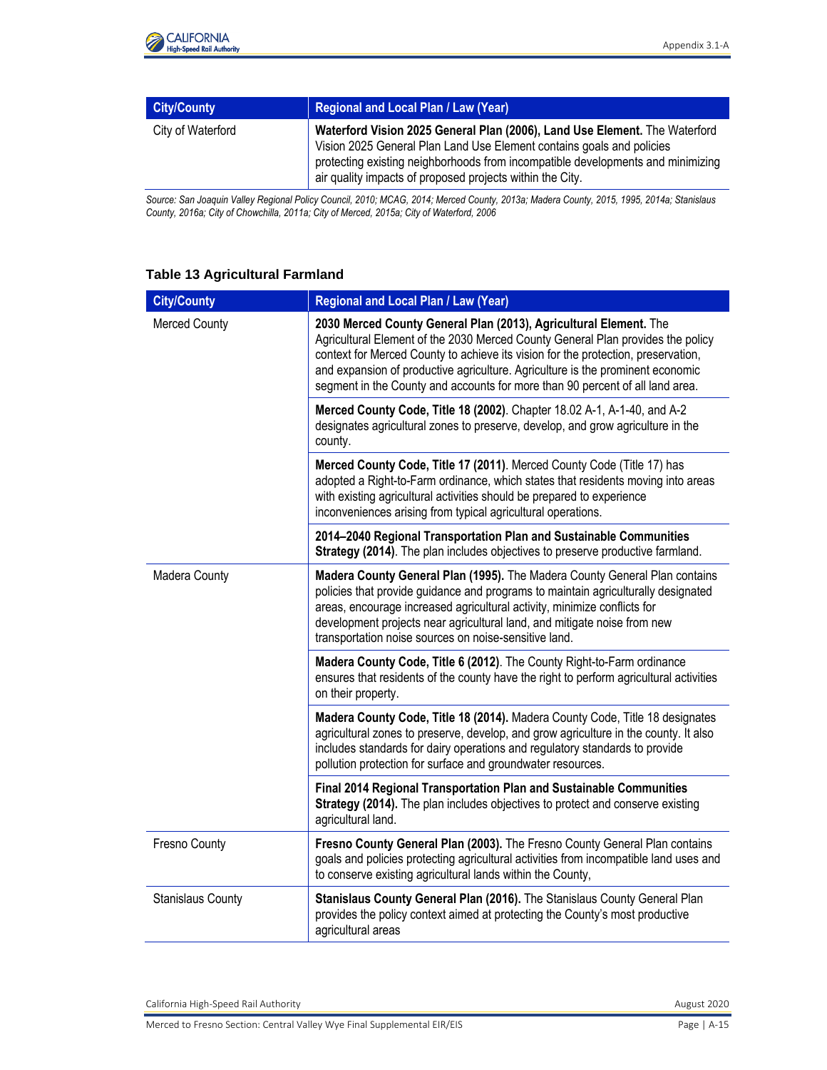| City/County | Regional and Local Plan / Law (Year) |
|---|---|
| City of Waterford | **Waterford Vision 2025 General Plan (2006), Land Use Element.** The Waterford Vision 2025 General Plan Land Use Element contains goals and policies protecting existing neighborhoods from incompatible developments and minimizing air quality impacts of proposed projects within the City. |

*Source: San Joaquin Valley Regional Policy Council, 2010; MCAG, 2014; Merced County, 2013a; Madera County, 2015, 1995, 2014a; Stanislaus County, 2016a; City of Chowchilla, 2011a; City of Merced, 2015a; City of Waterford, 2006*

### Table 13 Agricultural Farmland

| City/County | Regional and Local Plan / Law (Year) |
|---|---|
| Merced County | **2030 Merced County General Plan (2013), Agricultural Element.** The Agricultural Element of the 2030 Merced County General Plan provides the policy context for Merced County to achieve its vision for the protection, preservation, and expansion of productive agriculture. Agriculture is the prominent economic segment in the County and accounts for more than 90 percent of all land area. |
| | **Merced County Code, Title 18 (2002)**. Chapter 18.02 A-1, A-1-40, and A-2 designates agricultural zones to preserve, develop, and grow agriculture in the county. |
| | **Merced County Code, Title 17 (2011)**. Merced County Code (Title 17) has adopted a Right-to-Farm ordinance, which states that residents moving into areas with existing agricultural activities should be prepared to experience inconveniences arising from typical agricultural operations. |
| | **2014–2040 Regional Transportation Plan and Sustainable Communities Strategy (2014)**. The plan includes objectives to preserve productive farmland. |
| Madera County | **Madera County General Plan (1995).** The Madera County General Plan contains policies that provide guidance and programs to maintain agriculturally designated areas, encourage increased agricultural activity, minimize conflicts for development projects near agricultural land, and mitigate noise from new transportation noise sources on noise-sensitive land. |
| | **Madera County Code, Title 6 (2012)**. The County Right-to-Farm ordinance ensures that residents of the county have the right to perform agricultural activities on their property. |
| | **Madera County Code, Title 18 (2014).** Madera County Code, Title 18 designates agricultural zones to preserve, develop, and grow agriculture in the county. It also includes standards for dairy operations and regulatory standards to provide pollution protection for surface and groundwater resources. |
| | **Final 2014 Regional Transportation Plan and Sustainable Communities Strategy (2014).** The plan includes objectives to protect and conserve existing agricultural land. |
| Fresno County | **Fresno County General Plan (2003).** The Fresno County General Plan contains goals and policies protecting agricultural activities from incompatible land uses and to conserve existing agricultural lands within the County, |
| Stanislaus County | **Stanislaus County General Plan (2016).** The Stanislaus County General Plan provides the policy context aimed at protecting the County's most productive agricultural areas |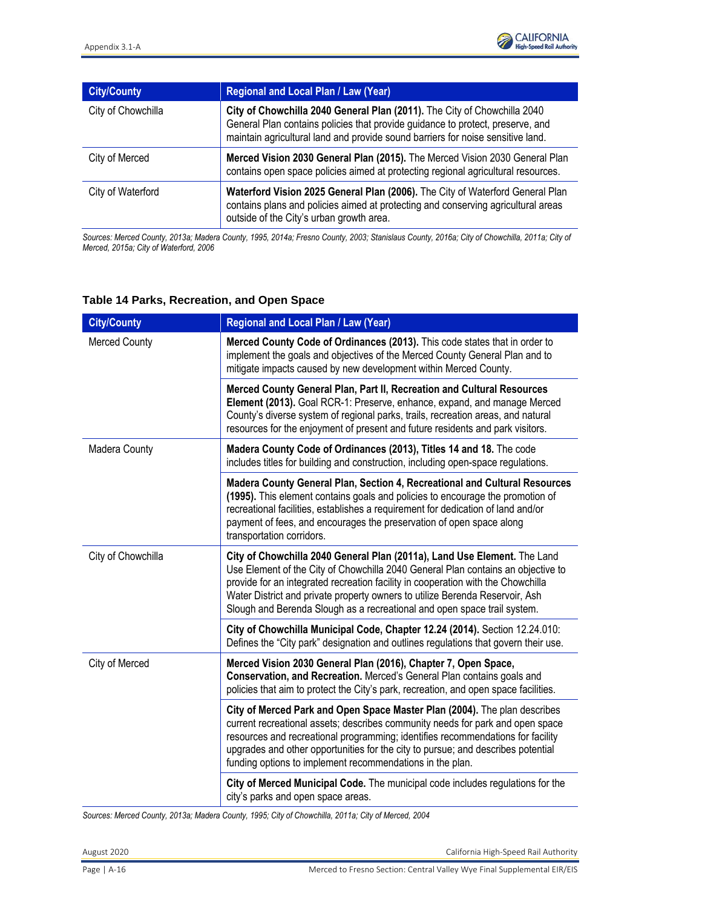| City/County | Regional and Local Plan / Law (Year) |
|---|---|
| City of Chowchilla | **City of Chowchilla 2040 General Plan (2011).** The City of Chowchilla 2040 General Plan contains policies that provide guidance to protect, preserve, and maintain agricultural land and provide sound barriers for noise sensitive land. |
| City of Merced | **Merced Vision 2030 General Plan (2015).** The Merced Vision 2030 General Plan contains open space policies aimed at protecting regional agricultural resources. |
| City of Waterford | **Waterford Vision 2025 General Plan (2006).** The City of Waterford General Plan contains plans and policies aimed at protecting and conserving agricultural areas outside of the City's urban growth area. |

*Sources: Merced County, 2013a; Madera County, 1995, 2014a; Fresno County, 2003; Stanislaus County, 2016a; City of Chowchilla, 2011a; City of Merced, 2015a; City of Waterford, 2006*

### Table 14 Parks, Recreation, and Open Space

| City/County | Regional and Local Plan / Law (Year) |
|---|---|
| Merced County | **Merced County Code of Ordinances (2013).** This code states that in order to implement the goals and objectives of the Merced County General Plan and to mitigate impacts caused by new development within Merced County. |
| | **Merced County General Plan, Part II, Recreation and Cultural Resources Element (2013).** Goal RCR-1: Preserve, enhance, expand, and manage Merced County's diverse system of regional parks, trails, recreation areas, and natural resources for the enjoyment of present and future residents and park visitors. |
| Madera County | **Madera County Code of Ordinances (2013), Titles 14 and 18.** The code includes titles for building and construction, including open-space regulations. |
| | **Madera County General Plan, Section 4, Recreational and Cultural Resources (1995).** This element contains goals and policies to encourage the promotion of recreational facilities, establishes a requirement for dedication of land and/or payment of fees, and encourages the preservation of open space along transportation corridors. |
| City of Chowchilla | **City of Chowchilla 2040 General Plan (2011a), Land Use Element.** The Land Use Element of the City of Chowchilla 2040 General Plan contains an objective to provide for an integrated recreation facility in cooperation with the Chowchilla Water District and private property owners to utilize Berenda Reservoir, Ash Slough and Berenda Slough as a recreational and open space trail system. |
| | **City of Chowchilla Municipal Code, Chapter 12.24 (2014).** Section 12.24.010: Defines the "City park" designation and outlines regulations that govern their use. |
| City of Merced | **Merced Vision 2030 General Plan (2016), Chapter 7, Open Space, Conservation, and Recreation.** Merced's General Plan contains goals and policies that aim to protect the City's park, recreation, and open space facilities. |
| | **City of Merced Park and Open Space Master Plan (2004).** The plan describes current recreational assets; describes community needs for park and open space resources and recreational programming; identifies recommendations for facility upgrades and other opportunities for the city to pursue; and describes potential funding options to implement recommendations in the plan. |
| | **City of Merced Municipal Code.** The municipal code includes regulations for the city's parks and open space areas. |

*Sources: Merced County, 2013a; Madera County, 1995; City of Chowchilla, 2011a; City of Merced, 2004*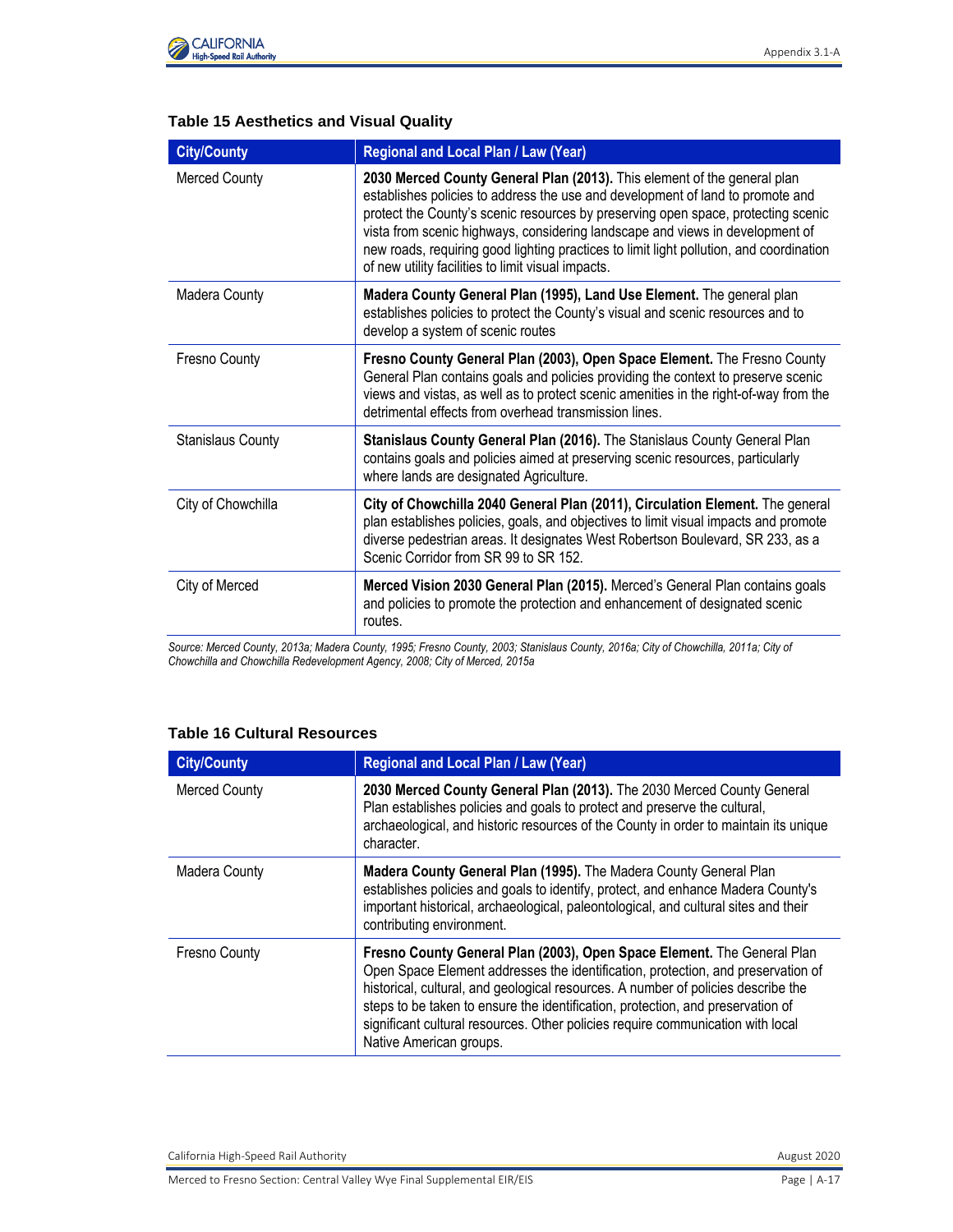### Table 15 Aesthetics and Visual Quality

| City/County | Regional and Local Plan / Law (Year) |
|---|---|
| Merced County | **2030 Merced County General Plan (2013).** This element of the general plan establishes policies to address the use and development of land to promote and protect the County's scenic resources by preserving open space, protecting scenic vista from scenic highways, considering landscape and views in development of new roads, requiring good lighting practices to limit light pollution, and coordination of new utility facilities to limit visual impacts. |
| Madera County | **Madera County General Plan (1995), Land Use Element.** The general plan establishes policies to protect the County's visual and scenic resources and to develop a system of scenic routes |
| Fresno County | **Fresno County General Plan (2003), Open Space Element.** The Fresno County General Plan contains goals and policies providing the context to preserve scenic views and vistas, as well as to protect scenic amenities in the right-of-way from the detrimental effects from overhead transmission lines. |
| Stanislaus County | **Stanislaus County General Plan (2016).** The Stanislaus County General Plan contains goals and policies aimed at preserving scenic resources, particularly where lands are designated Agriculture. |
| City of Chowchilla | **City of Chowchilla 2040 General Plan (2011), Circulation Element.** The general plan establishes policies, goals, and objectives to limit visual impacts and promote diverse pedestrian areas. It designates West Robertson Boulevard, SR 233, as a Scenic Corridor from SR 99 to SR 152. |
| City of Merced | **Merced Vision 2030 General Plan (2015).** Merced's General Plan contains goals and policies to promote the protection and enhancement of designated scenic routes. |

*Source: Merced County, 2013a; Madera County, 1995; Fresno County, 2003; Stanislaus County, 2016a; City of Chowchilla, 2011a; City of Chowchilla and Chowchilla Redevelopment Agency, 2008; City of Merced, 2015a*

### Table 16 Cultural Resources

| City/County | Regional and Local Plan / Law (Year) |
|---|---|
| Merced County | **2030 Merced County General Plan (2013).** The 2030 Merced County General Plan establishes policies and goals to protect and preserve the cultural, archaeological, and historic resources of the County in order to maintain its unique character. |
| Madera County | **Madera County General Plan (1995).** The Madera County General Plan establishes policies and goals to identify, protect, and enhance Madera County's important historical, archaeological, paleontological, and cultural sites and their contributing environment. |
| Fresno County | **Fresno County General Plan (2003), Open Space Element.** The General Plan Open Space Element addresses the identification, protection, and preservation of historical, cultural, and geological resources. A number of policies describe the steps to be taken to ensure the identification, protection, and preservation of significant cultural resources. Other policies require communication with local Native American groups. |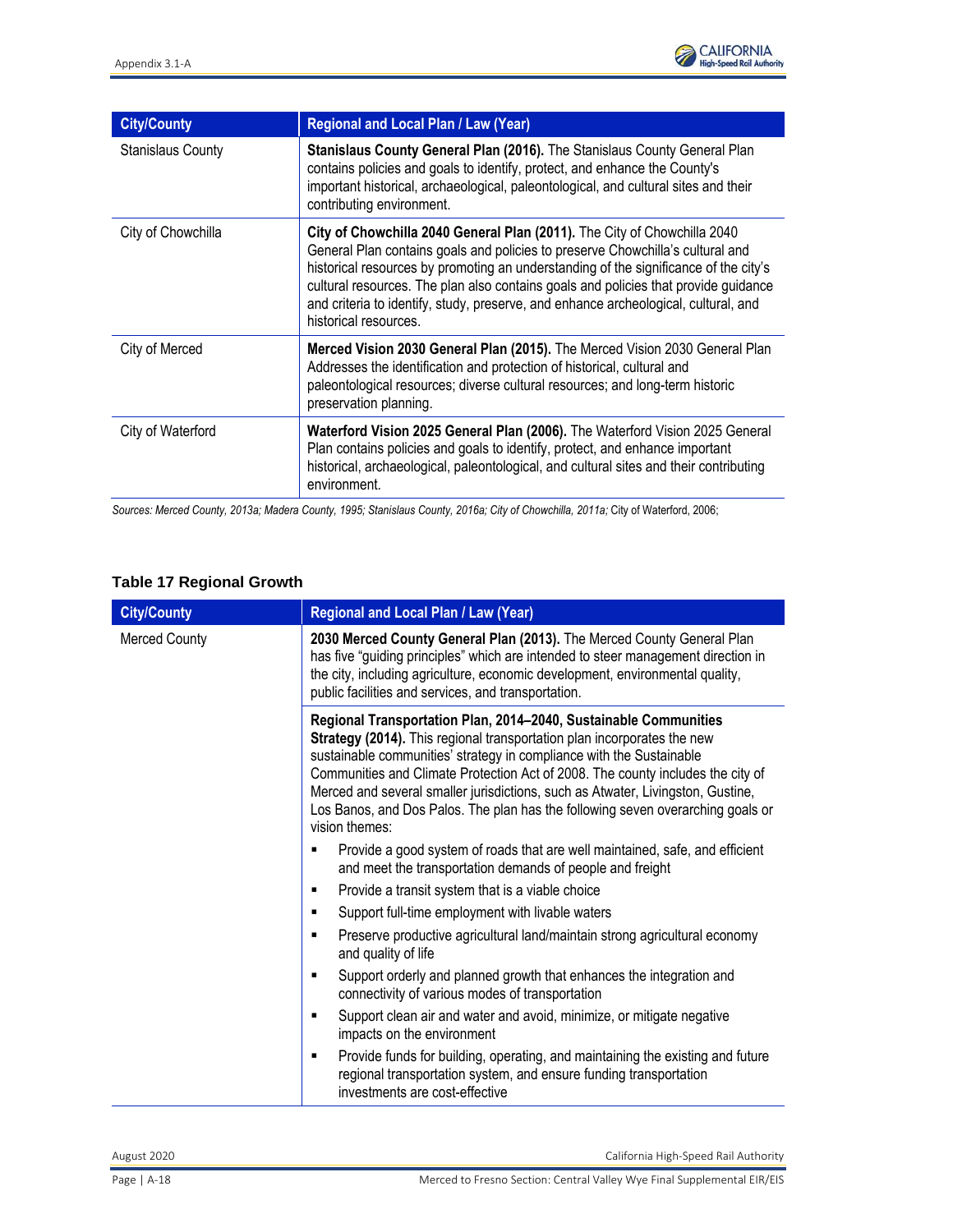| City/County | Regional and Local Plan / Law (Year) |
|---|---|
| Stanislaus County | **Stanislaus County General Plan (2016).** The Stanislaus County General Plan contains policies and goals to identify, protect, and enhance the County's important historical, archaeological, paleontological, and cultural sites and their contributing environment. |
| City of Chowchilla | **City of Chowchilla 2040 General Plan (2011).** The City of Chowchilla 2040 General Plan contains goals and policies to preserve Chowchilla's cultural and historical resources by promoting an understanding of the significance of the city's cultural resources. The plan also contains goals and policies that provide guidance and criteria to identify, study, preserve, and enhance archeological, cultural, and historical resources. |
| City of Merced | **Merced Vision 2030 General Plan (2015).** The Merced Vision 2030 General Plan Addresses the identification and protection of historical, cultural and paleontological resources; diverse cultural resources; and long-term historic preservation planning. |
| City of Waterford | **Waterford Vision 2025 General Plan (2006).** The Waterford Vision 2025 General Plan contains policies and goals to identify, protect, and enhance important historical, archaeological, paleontological, and cultural sites and their contributing environment. |

*Sources: Merced County, 2013a; Madera County, 1995; Stanislaus County, 2016a; City of Chowchilla, 2011a;* City of Waterford, 2006;

### Table 17 Regional Growth

| City/County | Regional and Local Plan / Law (Year) |
|---|---|
| Merced County | **2030 Merced County General Plan (2013).** The Merced County General Plan has five "guiding principles" which are intended to steer management direction in the city, including agriculture, economic development, environmental quality, public facilities and services, and transportation. |
| | **Regional Transportation Plan, 2014–2040, Sustainable Communities Strategy (2014).** This regional transportation plan incorporates the new sustainable communities' strategy in compliance with the Sustainable Communities and Climate Protection Act of 2008. The county includes the city of Merced and several smaller jurisdictions, such as Atwater, Livingston, Gustine, Los Banos, and Dos Palos. The plan has the following seven overarching goals or vision themes:<br>▪ Provide a good system of roads that are well maintained, safe, and efficient and meet the transportation demands of people and freight<br>▪ Provide a transit system that is a viable choice<br>▪ Support full-time employment with livable waters<br>▪ Preserve productive agricultural land/maintain strong agricultural economy and quality of life<br>▪ Support orderly and planned growth that enhances the integration and connectivity of various modes of transportation<br>▪ Support clean air and water and avoid, minimize, or mitigate negative impacts on the environment<br>▪ Provide funds for building, operating, and maintaining the existing and future regional transportation system, and ensure funding transportation investments are cost-effective |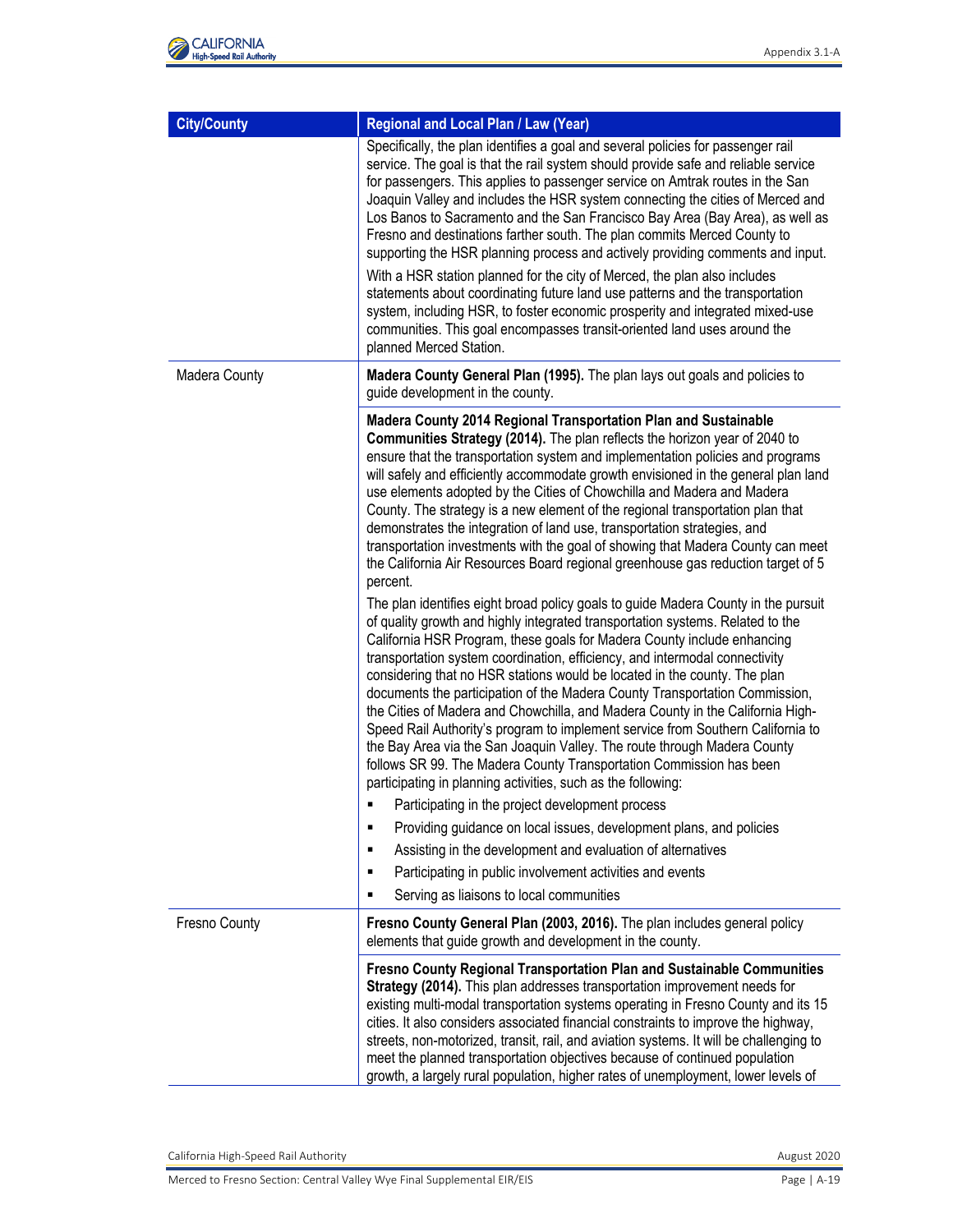| City/County | Regional and Local Plan / Law (Year) |
|---|---|
| | Specifically, the plan identifies a goal and several policies for passenger rail service. The goal is that the rail system should provide safe and reliable service for passengers. This applies to passenger service on Amtrak routes in the San Joaquin Valley and includes the HSR system connecting the cities of Merced and Los Banos to Sacramento and the San Francisco Bay Area (Bay Area), as well as Fresno and destinations farther south. The plan commits Merced County to supporting the HSR planning process and actively providing comments and input.<br><br>With a HSR station planned for the city of Merced, the plan also includes statements about coordinating future land use patterns and the transportation system, including HSR, to foster economic prosperity and integrated mixed-use communities. This goal encompasses transit-oriented land uses around the planned Merced Station. |
| Madera County | **Madera County General Plan (1995).** The plan lays out goals and policies to guide development in the county. |
| | **Madera County 2014 Regional Transportation Plan and Sustainable Communities Strategy (2014).** The plan reflects the horizon year of 2040 to ensure that the transportation system and implementation policies and programs will safely and efficiently accommodate growth envisioned in the general plan land use elements adopted by the Cities of Chowchilla and Madera and Madera County. The strategy is a new element of the regional transportation plan that demonstrates the integration of land use, transportation strategies, and transportation investments with the goal of showing that Madera County can meet the California Air Resources Board regional greenhouse gas reduction target of 5 percent.<br><br>The plan identifies eight broad policy goals to guide Madera County in the pursuit of quality growth and highly integrated transportation systems. Related to the California HSR Program, these goals for Madera County include enhancing transportation system coordination, efficiency, and intermodal connectivity considering that no HSR stations would be located in the county. The plan documents the participation of the Madera County Transportation Commission, the Cities of Madera and Chowchilla, and Madera County in the California High-Speed Rail Authority's program to implement service from Southern California to the Bay Area via the San Joaquin Valley. The route through Madera County follows SR 99. The Madera County Transportation Commission has been participating in planning activities, such as the following:<br>▪ Participating in the project development process<br>▪ Providing guidance on local issues, development plans, and policies<br>▪ Assisting in the development and evaluation of alternatives<br>▪ Participating in public involvement activities and events<br>▪ Serving as liaisons to local communities |
| Fresno County | **Fresno County General Plan (2003, 2016).** The plan includes general policy elements that guide growth and development in the county. |
| | **Fresno County Regional Transportation Plan and Sustainable Communities Strategy (2014).** This plan addresses transportation improvement needs for existing multi-modal transportation systems operating in Fresno County and its 15 cities. It also considers associated financial constraints to improve the highway, streets, non-motorized, transit, rail, and aviation systems. It will be challenging to meet the planned transportation objectives because of continued population growth, a largely rural population, higher rates of unemployment, lower levels of |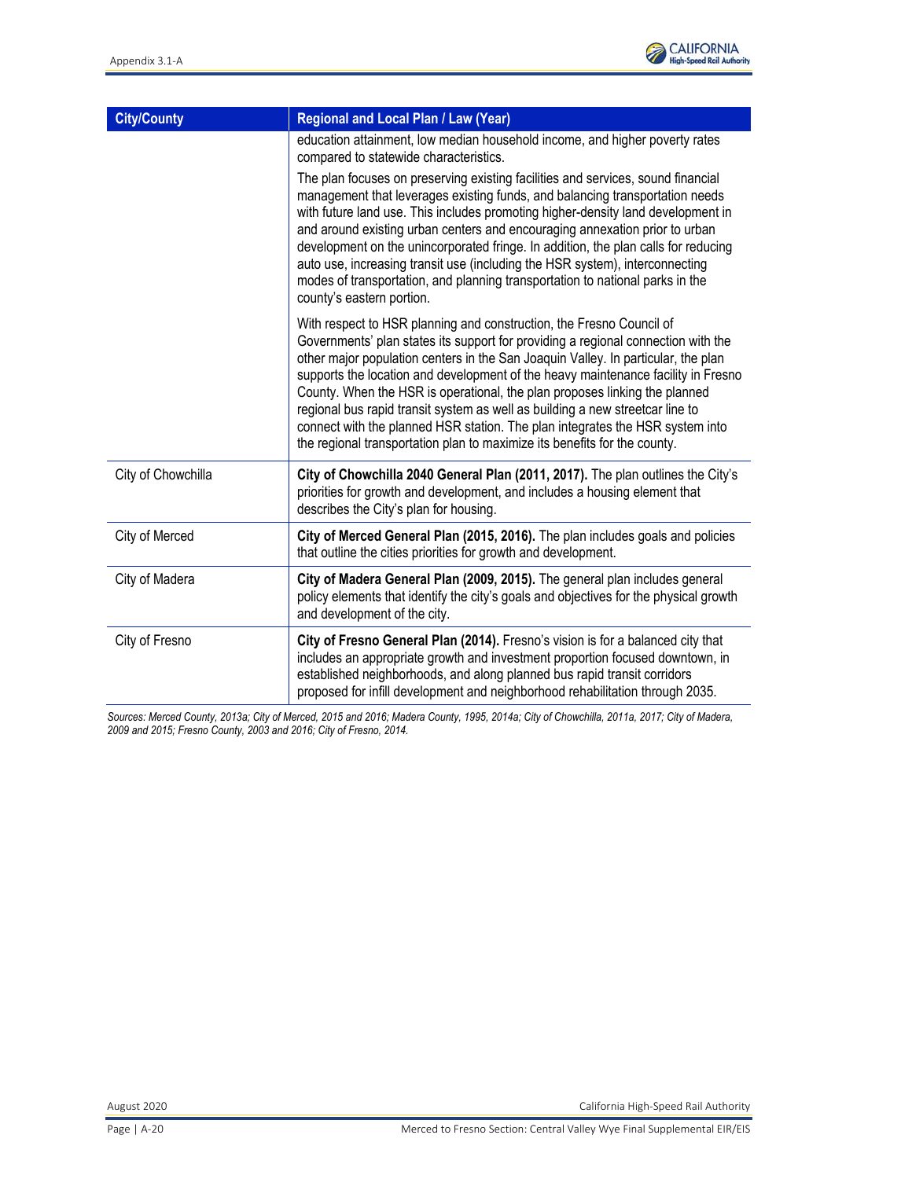| City/County | Regional and Local Plan / Law (Year) |
|---|---|
| | education attainment, low median household income, and higher poverty rates compared to statewide characteristics.<br><br>The plan focuses on preserving existing facilities and services, sound financial management that leverages existing funds, and balancing transportation needs with future land use. This includes promoting higher-density land development in and around existing urban centers and encouraging annexation prior to urban development on the unincorporated fringe. In addition, the plan calls for reducing auto use, increasing transit use (including the HSR system), interconnecting modes of transportation, and planning transportation to national parks in the county's eastern portion.<br><br>With respect to HSR planning and construction, the Fresno Council of Governments' plan states its support for providing a regional connection with the other major population centers in the San Joaquin Valley. In particular, the plan supports the location and development of the heavy maintenance facility in Fresno County. When the HSR is operational, the plan proposes linking the planned regional bus rapid transit system as well as building a new streetcar line to connect with the planned HSR station. The plan integrates the HSR system into the regional transportation plan to maximize its benefits for the county. |
| City of Chowchilla | **City of Chowchilla 2040 General Plan (2011, 2017).** The plan outlines the City's priorities for growth and development, and includes a housing element that describes the City's plan for housing. |
| City of Merced | **City of Merced General Plan (2015, 2016).** The plan includes goals and policies that outline the cities priorities for growth and development. |
| City of Madera | **City of Madera General Plan (2009, 2015).** The general plan includes general policy elements that identify the city's goals and objectives for the physical growth and development of the city. |
| City of Fresno | **City of Fresno General Plan (2014).** Fresno's vision is for a balanced city that includes an appropriate growth and investment proportion focused downtown, in established neighborhoods, and along planned bus rapid transit corridors proposed for infill development and neighborhood rehabilitation through 2035. |

*Sources: Merced County, 2013a; City of Merced, 2015 and 2016; Madera County, 1995, 2014a; City of Chowchilla, 2011a, 2017; City of Madera, 2009 and 2015; Fresno County, 2003 and 2016; City of Fresno, 2014.*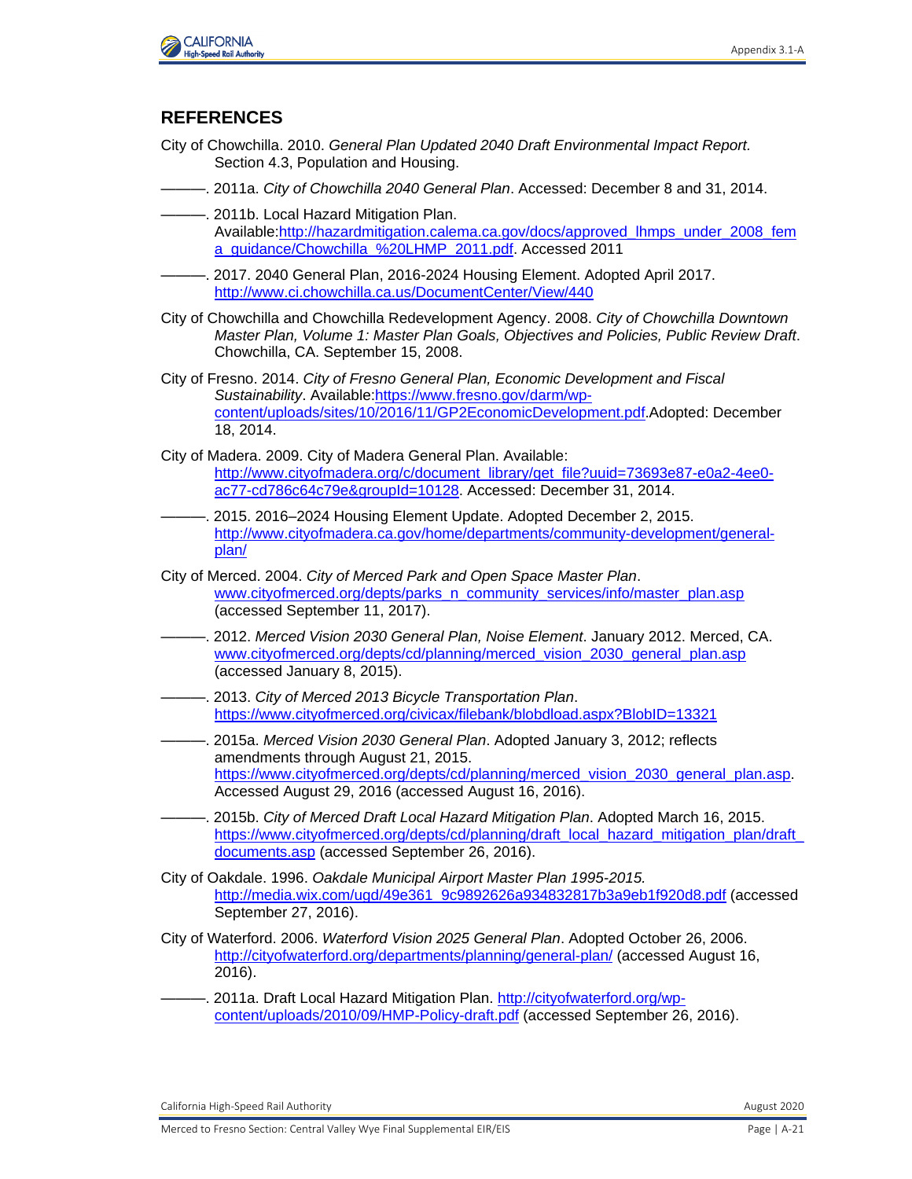## REFERENCES

City of Chowchilla. 2010. *General Plan Updated 2040 Draft Environmental Impact Report.* Section 4.3, Population and Housing.

———. 2011a. *City of Chowchilla 2040 General Plan*. Accessed: December 8 and 31, 2014.

———. 2011b. Local Hazard Mitigation Plan. Available:http://hazardmitigation.calema.ca.gov/docs/approved_lhmps_under_2008_fema_guidance/Chowchilla_%20LHMP_2011.pdf. Accessed 2011

———. 2017. 2040 General Plan, 2016-2024 Housing Element. Adopted April 2017. http://www.ci.chowchilla.ca.us/DocumentCenter/View/440

City of Chowchilla and Chowchilla Redevelopment Agency. 2008. *City of Chowchilla Downtown Master Plan, Volume 1: Master Plan Goals, Objectives and Policies, Public Review Draft*. Chowchilla, CA. September 15, 2008.

City of Fresno. 2014. *City of Fresno General Plan, Economic Development and Fiscal Sustainability*. Available:https://www.fresno.gov/darm/wp-content/uploads/sites/10/2016/11/GP2EconomicDevelopment.pdf.Adopted: December 18, 2014.

City of Madera. 2009. City of Madera General Plan. Available: http://www.cityofmadera.org/c/document_library/get_file?uuid=73693e87-e0a2-4ee0-ac77-cd786c64c79e&groupId=10128. Accessed: December 31, 2014.

———. 2015. 2016–2024 Housing Element Update. Adopted December 2, 2015. http://www.cityofmadera.ca.gov/home/departments/community-development/general-plan/

City of Merced. 2004. *City of Merced Park and Open Space Master Plan*. www.cityofmerced.org/depts/parks_n_community_services/info/master_plan.asp (accessed September 11, 2017).

———. 2012. *Merced Vision 2030 General Plan, Noise Element*. January 2012. Merced, CA. www.cityofmerced.org/depts/cd/planning/merced_vision_2030_general_plan.asp (accessed January 8, 2015).

———. 2013. *City of Merced 2013 Bicycle Transportation Plan*. https://www.cityofmerced.org/civicax/filebank/blobdload.aspx?BlobID=13321

———. 2015a. *Merced Vision 2030 General Plan*. Adopted January 3, 2012; reflects amendments through August 21, 2015. https://www.cityofmerced.org/depts/cd/planning/merced_vision_2030_general_plan.asp. Accessed August 29, 2016 (accessed August 16, 2016).

———. 2015b. *City of Merced Draft Local Hazard Mitigation Plan*. Adopted March 16, 2015. https://www.cityofmerced.org/depts/cd/planning/draft_local_hazard_mitigation_plan/draft_documents.asp (accessed September 26, 2016).

City of Oakdale. 1996. *Oakdale Municipal Airport Master Plan 1995-2015.* http://media.wix.com/ugd/49e361_9c9892626a934832817b3a9eb1f920d8.pdf (accessed September 27, 2016).

City of Waterford. 2006. *Waterford Vision 2025 General Plan*. Adopted October 26, 2006. http://cityofwaterford.org/departments/planning/general-plan/ (accessed August 16, 2016).

———. 2011a. Draft Local Hazard Mitigation Plan. http://cityofwaterford.org/wp-content/uploads/2010/09/HMP-Policy-draft.pdf (accessed September 26, 2016).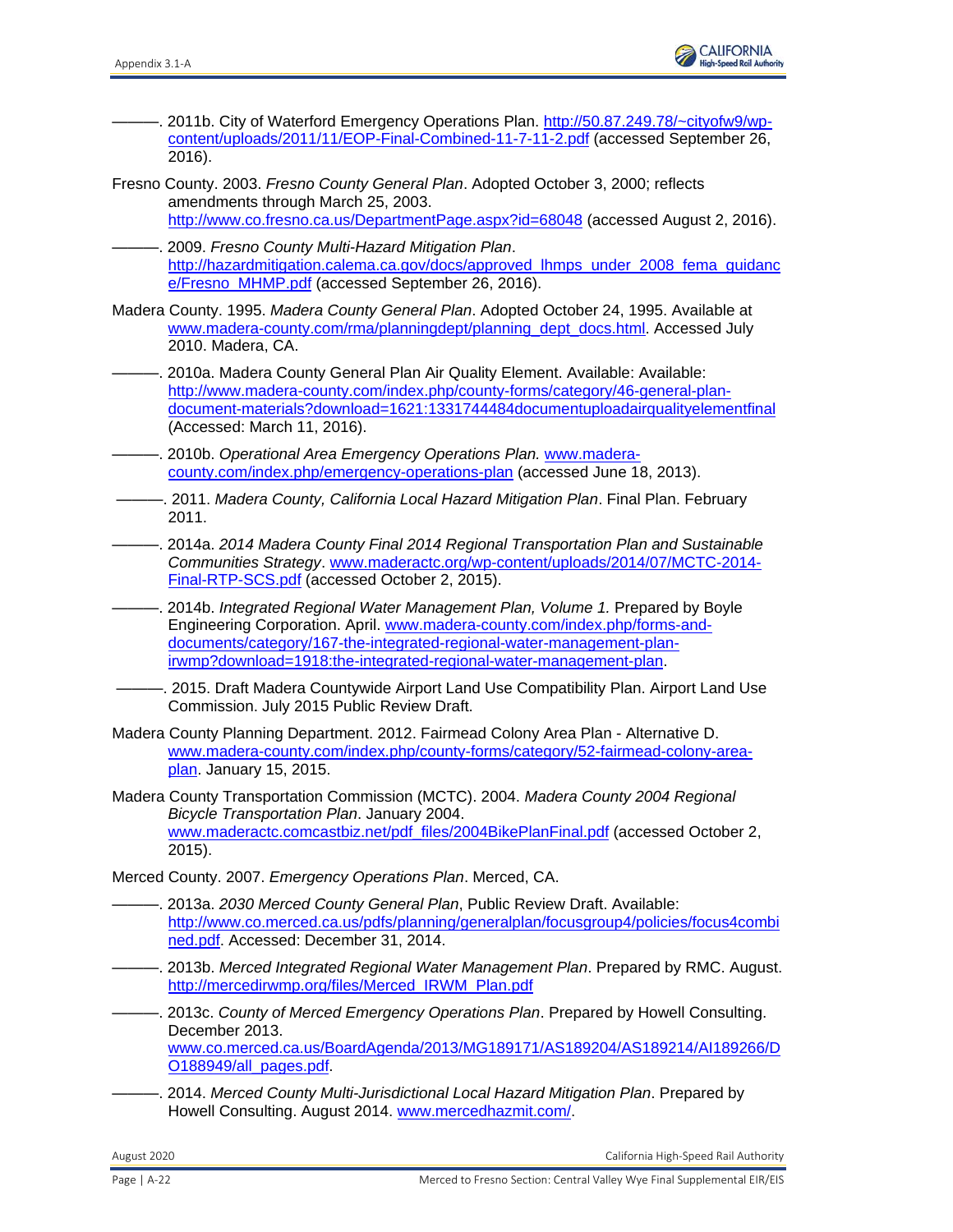———. 2011b. City of Waterford Emergency Operations Plan. http://50.87.249.78/~cityofw9/wp-content/uploads/2011/11/EOP-Final-Combined-11-7-11-2.pdf (accessed September 26, 2016).

Fresno County. 2003. *Fresno County General Plan*. Adopted October 3, 2000; reflects amendments through March 25, 2003. http://www.co.fresno.ca.us/DepartmentPage.aspx?id=68048 (accessed August 2, 2016).

———. 2009. *Fresno County Multi-Hazard Mitigation Plan*. http://hazardmitigation.calema.ca.gov/docs/approved_lhmps_under_2008_fema_guidance/Fresno_MHMP.pdf (accessed September 26, 2016).

Madera County. 1995. *Madera County General Plan*. Adopted October 24, 1995. Available at www.madera-county.com/rma/planningdept/planning_dept_docs.html. Accessed July 2010. Madera, CA.

———. 2010a. Madera County General Plan Air Quality Element. Available: Available: http://www.madera-county.com/index.php/county-forms/category/46-general-plan-document-materials?download=1621:1331744484documentuploadairqualityelementfinal (Accessed: March 11, 2016).

———. 2010b. *Operational Area Emergency Operations Plan.* www.madera-county.com/index.php/emergency-operations-plan (accessed June 18, 2013).

———. 2011. *Madera County, California Local Hazard Mitigation Plan*. Final Plan. February 2011.

———. 2014a. *2014 Madera County Final 2014 Regional Transportation Plan and Sustainable Communities Strategy*. www.maderactc.org/wp-content/uploads/2014/07/MCTC-2014-Final-RTP-SCS.pdf (accessed October 2, 2015).

———. 2014b. *Integrated Regional Water Management Plan, Volume 1.* Prepared by Boyle Engineering Corporation. April. www.madera-county.com/index.php/forms-and-documents/category/167-the-integrated-regional-water-management-plan-irwmp?download=1918:the-integrated-regional-water-management-plan.

———. 2015. Draft Madera Countywide Airport Land Use Compatibility Plan. Airport Land Use Commission. July 2015 Public Review Draft.

Madera County Planning Department. 2012. Fairmead Colony Area Plan - Alternative D. www.madera-county.com/index.php/county-forms/category/52-fairmead-colony-area-plan. January 15, 2015.

Madera County Transportation Commission (MCTC). 2004. *Madera County 2004 Regional Bicycle Transportation Plan*. January 2004. www.maderactc.comcastbiz.net/pdf_files/2004BikePlanFinal.pdf (accessed October 2, 2015).

Merced County. 2007. *Emergency Operations Plan*. Merced, CA.

———. 2013a. *2030 Merced County General Plan*, Public Review Draft. Available: http://www.co.merced.ca.us/pdfs/planning/generalplan/focusgroup4/policies/focus4combined.pdf. Accessed: December 31, 2014.

———. 2013b. *Merced Integrated Regional Water Management Plan*. Prepared by RMC. August. http://mercedirwmp.org/files/Merced_IRWM_Plan.pdf

———. 2013c. *County of Merced Emergency Operations Plan*. Prepared by Howell Consulting. December 2013. www.co.merced.ca.us/BoardAgenda/2013/MG189171/AS189204/AS189214/AI189266/DO188949/all_pages.pdf.

———. 2014. *Merced County Multi-Jurisdictional Local Hazard Mitigation Plan*. Prepared by Howell Consulting. August 2014. www.mercedhazmit.com/.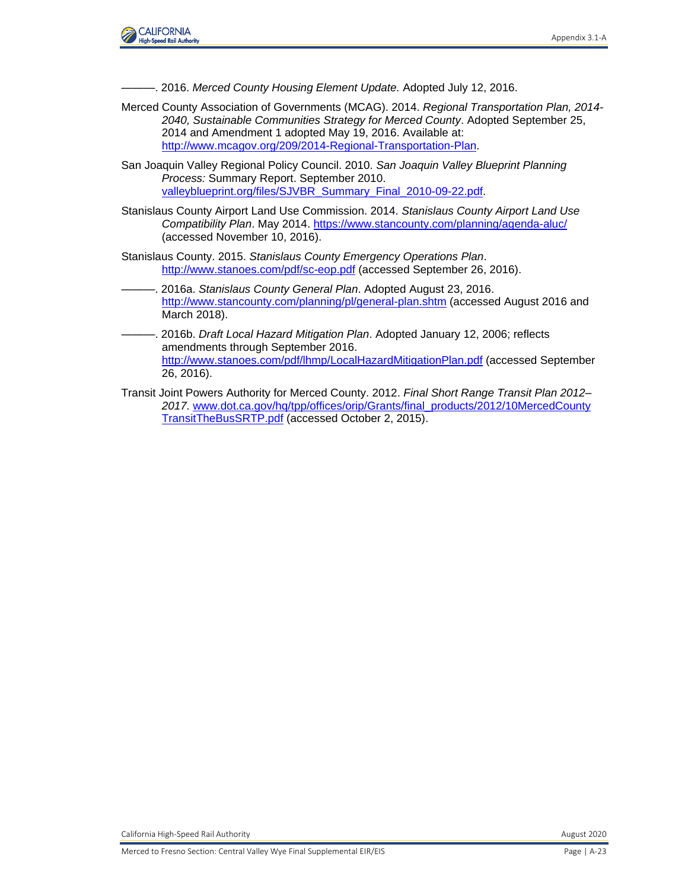———. 2016. *Merced County Housing Element Update.* Adopted July 12, 2016.

Merced County Association of Governments (MCAG). 2014. *Regional Transportation Plan, 2014-2040, Sustainable Communities Strategy for Merced County*. Adopted September 25, 2014 and Amendment 1 adopted May 19, 2016. Available at: http://www.mcagov.org/209/2014-Regional-Transportation-Plan.

San Joaquin Valley Regional Policy Council. 2010. *San Joaquin Valley Blueprint Planning Process:* Summary Report. September 2010. valleyblueprint.org/files/SJVBR_Summary_Final_2010-09-22.pdf.

Stanislaus County Airport Land Use Commission. 2014. *Stanislaus County Airport Land Use Compatibility Plan*. May 2014. https://www.stancounty.com/planning/agenda-aluc/ (accessed November 10, 2016).

Stanislaus County. 2015. *Stanislaus County Emergency Operations Plan*. http://www.stanoes.com/pdf/sc-eop.pdf (accessed September 26, 2016).

———. 2016a. *Stanislaus County General Plan*. Adopted August 23, 2016. http://www.stancounty.com/planning/pl/general-plan.shtm (accessed August 2016 and March 2018).

———. 2016b. *Draft Local Hazard Mitigation Plan*. Adopted January 12, 2006; reflects amendments through September 2016. http://www.stanoes.com/pdf/lhmp/LocalHazardMitigationPlan.pdf (accessed September 26, 2016).

Transit Joint Powers Authority for Merced County. 2012. *Final Short Range Transit Plan 2012–2017.* www.dot.ca.gov/hq/tpp/offices/orip/Grants/final_products/2012/10MercedCountyTransitTheBusSRTP.pdf (accessed October 2, 2015).